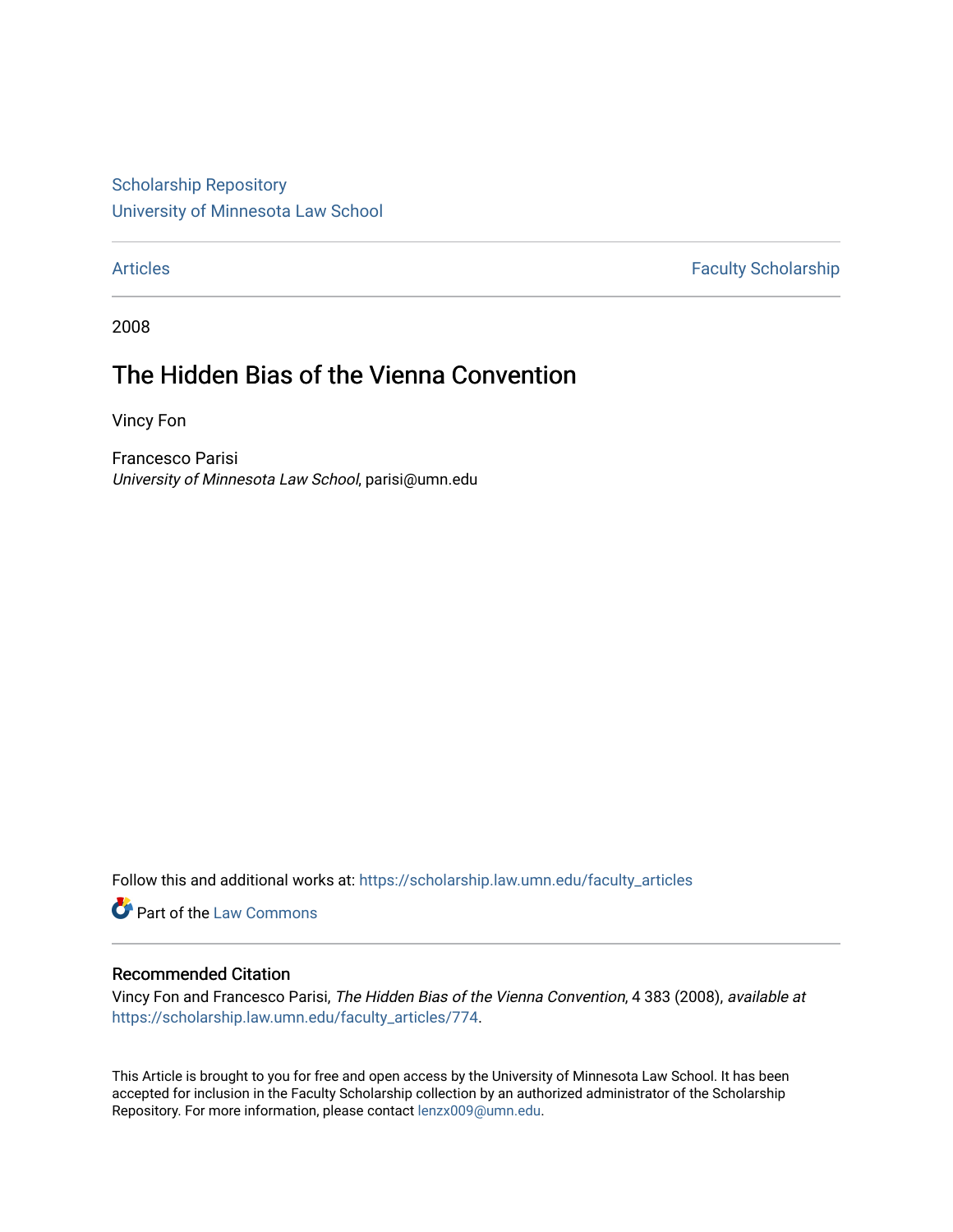Scholarship Repository
University of Minnesota Law School

Articles | Faculty Scholarship

2008

# The Hidden Bias of the Vienna Convention

Vincy Fon

Francesco Parisi
*University of Minnesota Law School*, parisi@umn.edu

Follow this and additional works at: https://scholarship.law.umn.edu/faculty_articles

Part of the Law Commons

## Recommended Citation

Vincy Fon and Francesco Parisi, *The Hidden Bias of the Vienna Convention*, 4 383 (2008), *available at* https://scholarship.law.umn.edu/faculty_articles/774.

This Article is brought to you for free and open access by the University of Minnesota Law School. It has been accepted for inclusion in the Faculty Scholarship collection by an authorized administrator of the Scholarship Repository. For more information, please contact lenzx009@umn.edu.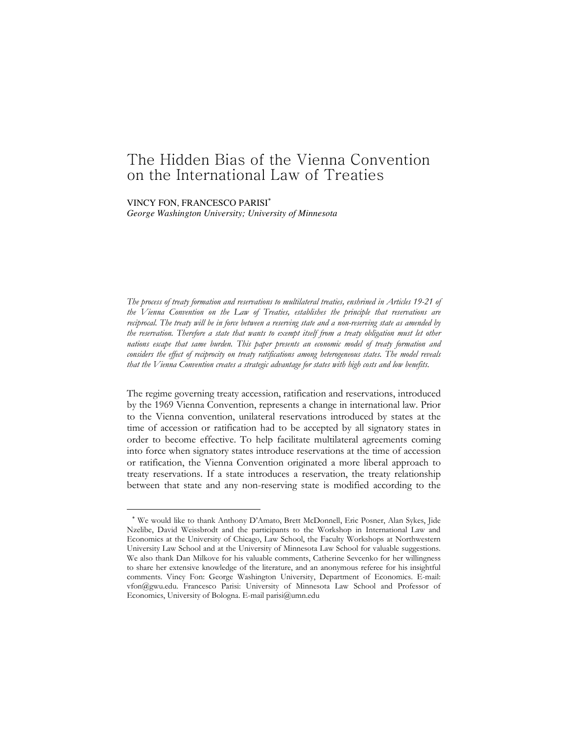# The Hidden Bias of the Vienna Convention on the International Law of Treaties

VINCY FON, FRANCESCO PARISI[*]

*George Washington University; University of Minnesota*

*The process of treaty formation and reservations to multilateral treaties, enshrined in Articles 19-21 of the Vienna Convention on the Law of Treaties, establishes the principle that reservations are reciprocal. The treaty will be in force between a reserving state and a non-reserving state as amended by the reservation. Therefore a state that wants to exempt itself from a treaty obligation must let other nations escape that same burden. This paper presents an economic model of treaty formation and considers the effect of reciprocity on treaty ratifications among heterogeneous states. The model reveals that the Vienna Convention creates a strategic advantage for states with high costs and low benefits.*

The regime governing treaty accession, ratification and reservations, introduced by the 1969 Vienna Convention, represents a change in international law. Prior to the Vienna convention, unilateral reservations introduced by states at the time of accession or ratification had to be accepted by all signatory states in order to become effective. To help facilitate multilateral agreements coming into force when signatory states introduce reservations at the time of accession or ratification, the Vienna Convention originated a more liberal approach to treaty reservations. If a state introduces a reservation, the treaty relationship between that state and any non-reserving state is modified according to the

---

[*] We would like to thank Anthony D'Amato, Brett McDonnell, Eric Posner, Alan Sykes, Jide Nzelibe, David Weissbrodt and the participants to the Workshop in International Law and Economics at the University of Chicago, Law School, the Faculty Workshops at Northwestern University Law School and at the University of Minnesota Law School for valuable suggestions. We also thank Dan Milkove for his valuable comments, Catherine Sevcenko for her willingness to share her extensive knowledge of the literature, and an anonymous referee for his insightful comments. Vincy Fon: George Washington University, Department of Economics. E-mail: vfon@gwu.edu. Francesco Parisi: University of Minnesota Law School and Professor of Economics, University of Bologna. E-mail parisi@umn.edu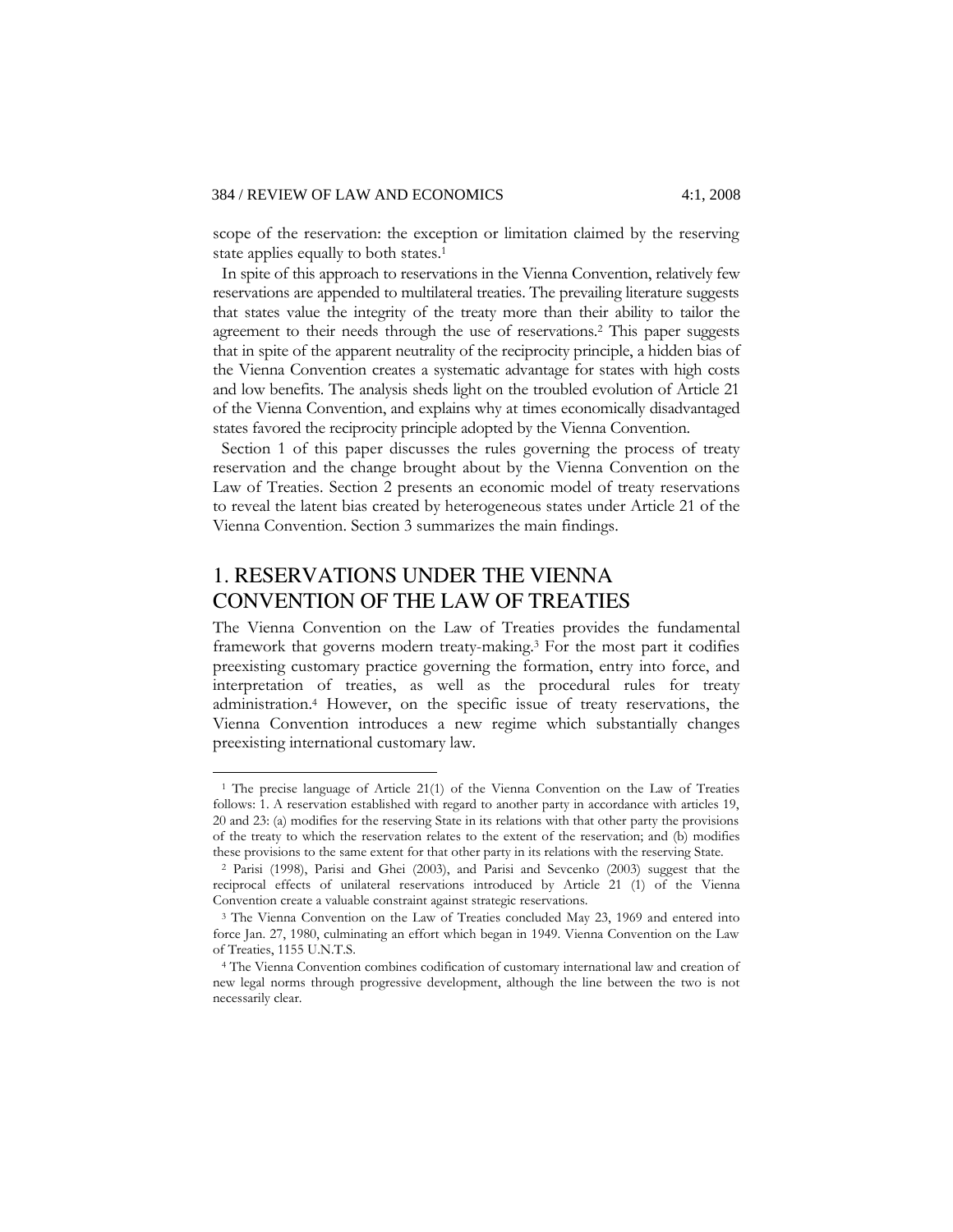scope of the reservation: the exception or limitation claimed by the reserving state applies equally to both states.[1]

In spite of this approach to reservations in the Vienna Convention, relatively few reservations are appended to multilateral treaties. The prevailing literature suggests that states value the integrity of the treaty more than their ability to tailor the agreement to their needs through the use of reservations.[2] This paper suggests that in spite of the apparent neutrality of the reciprocity principle, a hidden bias of the Vienna Convention creates a systematic advantage for states with high costs and low benefits. The analysis sheds light on the troubled evolution of Article 21 of the Vienna Convention, and explains why at times economically disadvantaged states favored the reciprocity principle adopted by the Vienna Convention.

Section 1 of this paper discusses the rules governing the process of treaty reservation and the change brought about by the Vienna Convention on the Law of Treaties. Section 2 presents an economic model of treaty reservations to reveal the latent bias created by heterogeneous states under Article 21 of the Vienna Convention. Section 3 summarizes the main findings.

# 1. RESERVATIONS UNDER THE VIENNA CONVENTION OF THE LAW OF TREATIES

The Vienna Convention on the Law of Treaties provides the fundamental framework that governs modern treaty-making.[3] For the most part it codifies preexisting customary practice governing the formation, entry into force, and interpretation of treaties, as well as the procedural rules for treaty administration.[4] However, on the specific issue of treaty reservations, the Vienna Convention introduces a new regime which substantially changes preexisting international customary law.

---

[1] The precise language of Article 21(1) of the Vienna Convention on the Law of Treaties follows: 1. A reservation established with regard to another party in accordance with articles 19, 20 and 23: (a) modifies for the reserving State in its relations with that other party the provisions of the treaty to which the reservation relates to the extent of the reservation; and (b) modifies these provisions to the same extent for that other party in its relations with the reserving State.

[2] Parisi (1998), Parisi and Ghei (2003), and Parisi and Sevcenko (2003) suggest that the reciprocal effects of unilateral reservations introduced by Article 21 (1) of the Vienna Convention create a valuable constraint against strategic reservations.

[3] The Vienna Convention on the Law of Treaties concluded May 23, 1969 and entered into force Jan. 27, 1980, culminating an effort which began in 1949. Vienna Convention on the Law of Treaties, 1155 U.N.T.S.

[4] The Vienna Convention combines codification of customary international law and creation of new legal norms through progressive development, although the line between the two is not necessarily clear.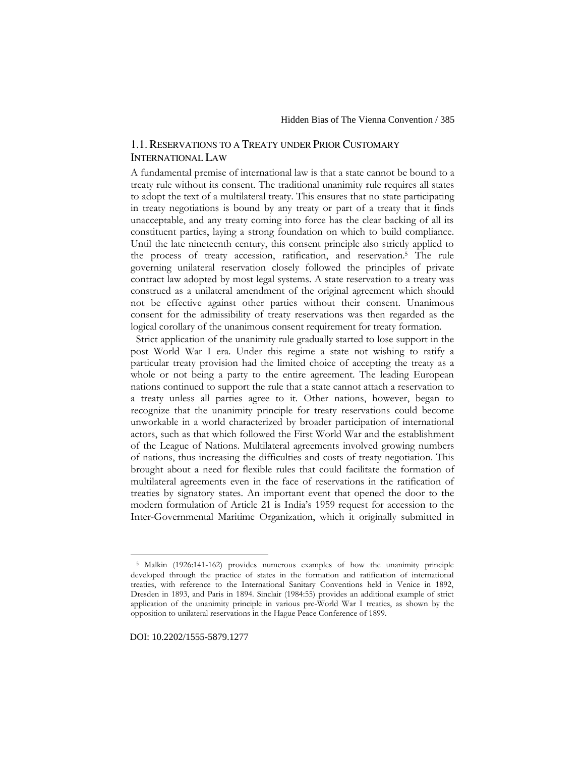## 1.1. RESERVATIONS TO A TREATY UNDER PRIOR CUSTOMARY INTERNATIONAL LAW

A fundamental premise of international law is that a state cannot be bound to a treaty rule without its consent. The traditional unanimity rule requires all states to adopt the text of a multilateral treaty. This ensures that no state participating in treaty negotiations is bound by any treaty or part of a treaty that it finds unacceptable, and any treaty coming into force has the clear backing of all its constituent parties, laying a strong foundation on which to build compliance. Until the late nineteenth century, this consent principle also strictly applied to the process of treaty accession, ratification, and reservation.[5] The rule governing unilateral reservation closely followed the principles of private contract law adopted by most legal systems. A state reservation to a treaty was construed as a unilateral amendment of the original agreement which should not be effective against other parties without their consent. Unanimous consent for the admissibility of treaty reservations was then regarded as the logical corollary of the unanimous consent requirement for treaty formation.

Strict application of the unanimity rule gradually started to lose support in the post World War I era. Under this regime a state not wishing to ratify a particular treaty provision had the limited choice of accepting the treaty as a whole or not being a party to the entire agreement. The leading European nations continued to support the rule that a state cannot attach a reservation to a treaty unless all parties agree to it. Other nations, however, began to recognize that the unanimity principle for treaty reservations could become unworkable in a world characterized by broader participation of international actors, such as that which followed the First World War and the establishment of the League of Nations. Multilateral agreements involved growing numbers of nations, thus increasing the difficulties and costs of treaty negotiation. This brought about a need for flexible rules that could facilitate the formation of multilateral agreements even in the face of reservations in the ratification of treaties by signatory states. An important event that opened the door to the modern formulation of Article 21 is India's 1959 request for accession to the Inter-Governmental Maritime Organization, which it originally submitted in

[5] Malkin (1926:141-162) provides numerous examples of how the unanimity principle developed through the practice of states in the formation and ratification of international treaties, with reference to the International Sanitary Conventions held in Venice in 1892, Dresden in 1893, and Paris in 1894. Sinclair (1984:55) provides an additional example of strict application of the unanimity principle in various pre-World War I treaties, as shown by the opposition to unilateral reservations in the Hague Peace Conference of 1899.

DOI: 10.2202/1555-5879.1277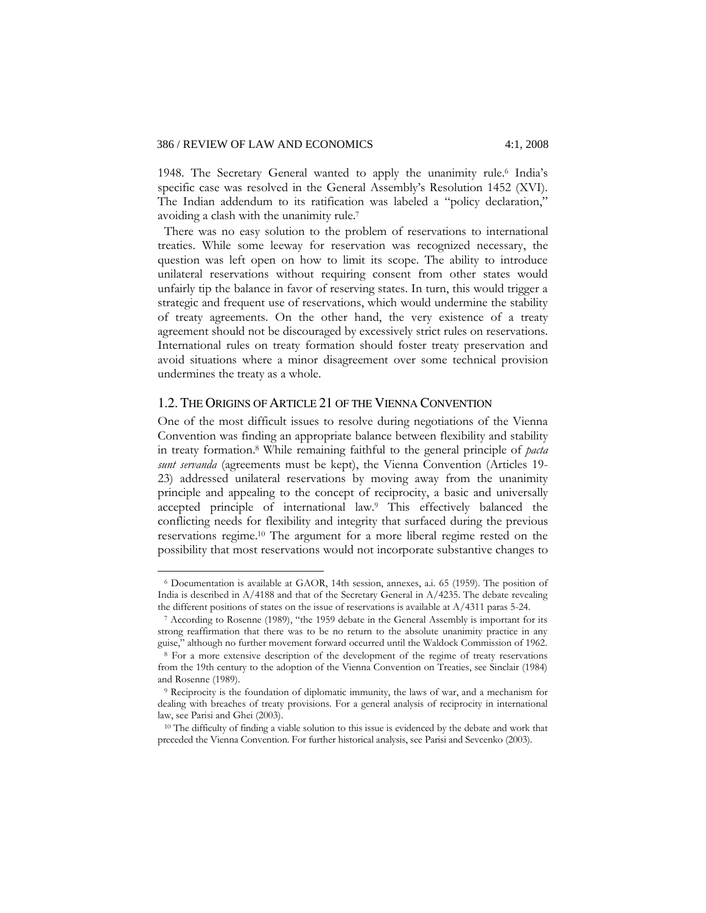1948. The Secretary General wanted to apply the unanimity rule.[6] India's specific case was resolved in the General Assembly's Resolution 1452 (XVI). The Indian addendum to its ratification was labeled a "policy declaration," avoiding a clash with the unanimity rule.[7]

There was no easy solution to the problem of reservations to international treaties. While some leeway for reservation was recognized necessary, the question was left open on how to limit its scope. The ability to introduce unilateral reservations without requiring consent from other states would unfairly tip the balance in favor of reserving states. In turn, this would trigger a strategic and frequent use of reservations, which would undermine the stability of treaty agreements. On the other hand, the very existence of a treaty agreement should not be discouraged by excessively strict rules on reservations. International rules on treaty formation should foster treaty preservation and avoid situations where a minor disagreement over some technical provision undermines the treaty as a whole.

## 1.2. THE ORIGINS OF ARTICLE 21 OF THE VIENNA CONVENTION

One of the most difficult issues to resolve during negotiations of the Vienna Convention was finding an appropriate balance between flexibility and stability in treaty formation.[8] While remaining faithful to the general principle of *pacta sunt servanda* (agreements must be kept), the Vienna Convention (Articles 19-23) addressed unilateral reservations by moving away from the unanimity principle and appealing to the concept of reciprocity, a basic and universally accepted principle of international law.[9] This effectively balanced the conflicting needs for flexibility and integrity that surfaced during the previous reservations regime.[10] The argument for a more liberal regime rested on the possibility that most reservations would not incorporate substantive changes to

---

[6] Documentation is available at GAOR, 14th session, annexes, a.i. 65 (1959). The position of India is described in A/4188 and that of the Secretary General in A/4235. The debate revealing the different positions of states on the issue of reservations is available at A/4311 paras 5-24.

[7] According to Rosenne (1989), "the 1959 debate in the General Assembly is important for its strong reaffirmation that there was to be no return to the absolute unanimity practice in any guise," although no further movement forward occurred until the Waldock Commission of 1962.

[8] For a more extensive description of the development of the regime of treaty reservations from the 19th century to the adoption of the Vienna Convention on Treaties, see Sinclair (1984) and Rosenne (1989).

[9] Reciprocity is the foundation of diplomatic immunity, the laws of war, and a mechanism for dealing with breaches of treaty provisions. For a general analysis of reciprocity in international law, see Parisi and Ghei (2003).

[10] The difficulty of finding a viable solution to this issue is evidenced by the debate and work that preceded the Vienna Convention. For further historical analysis, see Parisi and Sevcenko (2003).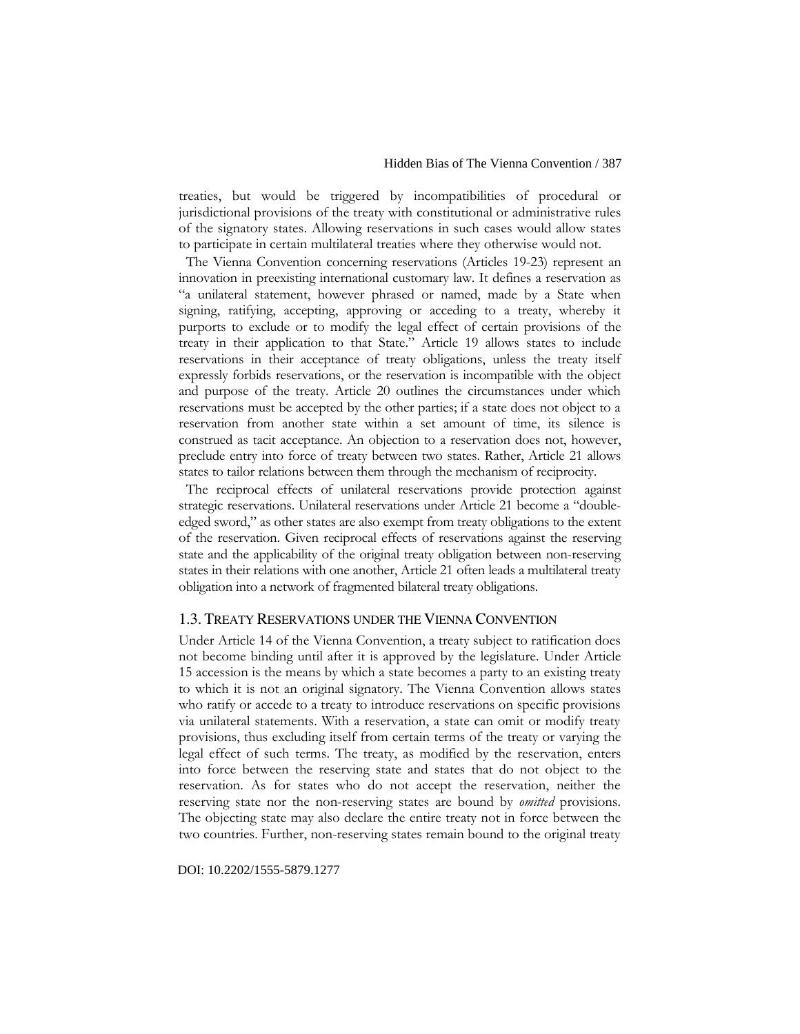treaties, but would be triggered by incompatibilities of procedural or jurisdictional provisions of the treaty with constitutional or administrative rules of the signatory states. Allowing reservations in such cases would allow states to participate in certain multilateral treaties where they otherwise would not.

The Vienna Convention concerning reservations (Articles 19-23) represent an innovation in preexisting international customary law. It defines a reservation as "a unilateral statement, however phrased or named, made by a State when signing, ratifying, accepting, approving or acceding to a treaty, whereby it purports to exclude or to modify the legal effect of certain provisions of the treaty in their application to that State." Article 19 allows states to include reservations in their acceptance of treaty obligations, unless the treaty itself expressly forbids reservations, or the reservation is incompatible with the object and purpose of the treaty. Article 20 outlines the circumstances under which reservations must be accepted by the other parties; if a state does not object to a reservation from another state within a set amount of time, its silence is construed as tacit acceptance. An objection to a reservation does not, however, preclude entry into force of treaty between two states. Rather, Article 21 allows states to tailor relations between them through the mechanism of reciprocity.

The reciprocal effects of unilateral reservations provide protection against strategic reservations. Unilateral reservations under Article 21 become a "double-edged sword," as other states are also exempt from treaty obligations to the extent of the reservation. Given reciprocal effects of reservations against the reserving state and the applicability of the original treaty obligation between non-reserving states in their relations with one another, Article 21 often leads a multilateral treaty obligation into a network of fragmented bilateral treaty obligations.

## 1.3. Treaty Reservations under the Vienna Convention

Under Article 14 of the Vienna Convention, a treaty subject to ratification does not become binding until after it is approved by the legislature. Under Article 15 accession is the means by which a state becomes a party to an existing treaty to which it is not an original signatory. The Vienna Convention allows states who ratify or accede to a treaty to introduce reservations on specific provisions via unilateral statements. With a reservation, a state can omit or modify treaty provisions, thus excluding itself from certain terms of the treaty or varying the legal effect of such terms. The treaty, as modified by the reservation, enters into force between the reserving state and states that do not object to the reservation. As for states who do not accept the reservation, neither the reserving state nor the non-reserving states are bound by *omitted* provisions. The objecting state may also declare the entire treaty not in force between the two countries. Further, non-reserving states remain bound to the original treaty

DOI: 10.2202/1555-5879.1277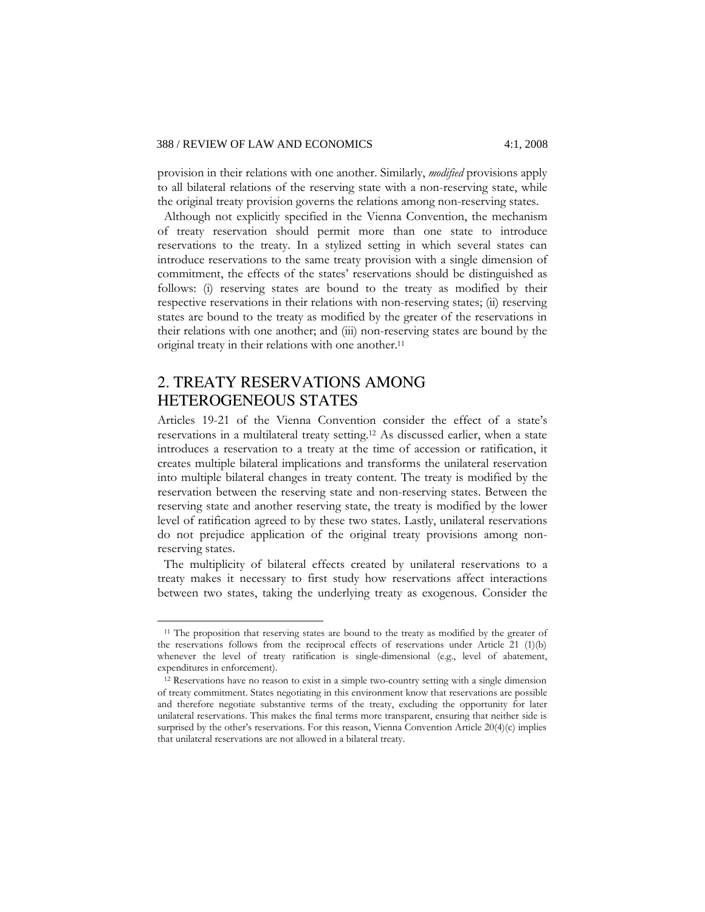provision in their relations with one another. Similarly, *modified* provisions apply to all bilateral relations of the reserving state with a non-reserving state, while the original treaty provision governs the relations among non-reserving states.

Although not explicitly specified in the Vienna Convention, the mechanism of treaty reservation should permit more than one state to introduce reservations to the treaty. In a stylized setting in which several states can introduce reservations to the same treaty provision with a single dimension of commitment, the effects of the states' reservations should be distinguished as follows: (i) reserving states are bound to the treaty as modified by their respective reservations in their relations with non-reserving states; (ii) reserving states are bound to the treaty as modified by the greater of the reservations in their relations with one another; and (iii) non-reserving states are bound by the original treaty in their relations with one another.[11]

## 2. TREATY RESERVATIONS AMONG HETEROGENEOUS STATES

Articles 19-21 of the Vienna Convention consider the effect of a state's reservations in a multilateral treaty setting.[12] As discussed earlier, when a state introduces a reservation to a treaty at the time of accession or ratification, it creates multiple bilateral implications and transforms the unilateral reservation into multiple bilateral changes in treaty content. The treaty is modified by the reservation between the reserving state and non-reserving states. Between the reserving state and another reserving state, the treaty is modified by the lower level of ratification agreed to by these two states. Lastly, unilateral reservations do not prejudice application of the original treaty provisions among non-reserving states.

The multiplicity of bilateral effects created by unilateral reservations to a treaty makes it necessary to first study how reservations affect interactions between two states, taking the underlying treaty as exogenous. Consider the

---

[11] The proposition that reserving states are bound to the treaty as modified by the greater of the reservations follows from the reciprocal effects of reservations under Article 21 (1)(b) whenever the level of treaty ratification is single-dimensional (e.g., level of abatement, expenditures in enforcement).

[12] Reservations have no reason to exist in a simple two-country setting with a single dimension of treaty commitment. States negotiating in this environment know that reservations are possible and therefore negotiate substantive terms of the treaty, excluding the opportunity for later unilateral reservations. This makes the final terms more transparent, ensuring that neither side is surprised by the other's reservations. For this reason, Vienna Convention Article 20(4)(c) implies that unilateral reservations are not allowed in a bilateral treaty.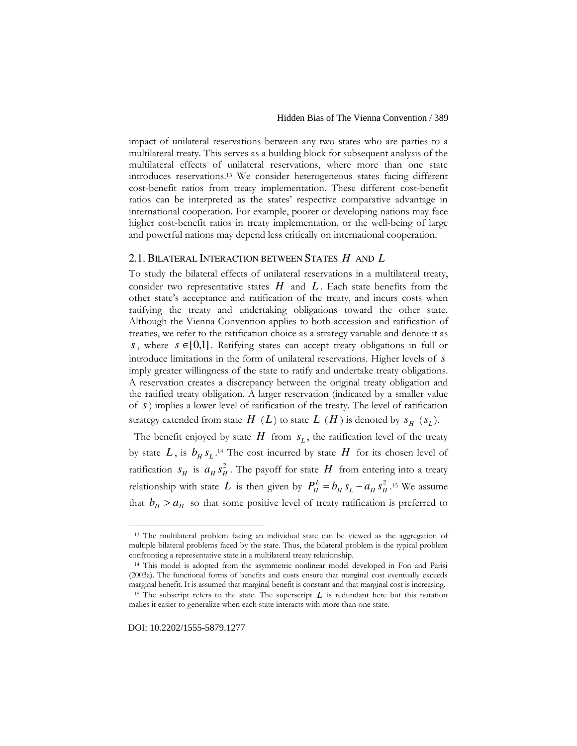impact of unilateral reservations between any two states who are parties to a multilateral treaty. This serves as a building block for subsequent analysis of the multilateral effects of unilateral reservations, where more than one state introduces reservations.[13] We consider heterogeneous states facing different cost-benefit ratios from treaty implementation. These different cost-benefit ratios can be interpreted as the states' respective comparative advantage in international cooperation. For example, poorer or developing nations may face higher cost-benefit ratios in treaty implementation, or the well-being of large and powerful nations may depend less critically on international cooperation.

## 2.1. Bilateral Interaction between States $H$ and $L$

To study the bilateral effects of unilateral reservations in a multilateral treaty, consider two representative states $H$ and $L$. Each state benefits from the other state's acceptance and ratification of the treaty, and incurs costs when ratifying the treaty and undertaking obligations toward the other state. Although the Vienna Convention applies to both accession and ratification of treaties, we refer to the ratification choice as a strategy variable and denote it as $s$, where $s \in [0,1]$. Ratifying states can accept treaty obligations in full or introduce limitations in the form of unilateral reservations. Higher levels of $s$ imply greater willingness of the state to ratify and undertake treaty obligations. A reservation creates a discrepancy between the original treaty obligation and the ratified treaty obligation. A larger reservation (indicated by a smaller value of $s$) implies a lower level of ratification of the treaty. The level of ratification strategy extended from state $H$ ($L$) to state $L$ ($H$) is denoted by $s_H$ ($s_L$).

The benefit enjoyed by state $H$ from $s_L$, the ratification level of the treaty by state $L$, is $b_H s_L$.[14] The cost incurred by state $H$ for its chosen level of ratification $s_H$ is $a_H s_H^2$. The payoff for state $H$ from entering into a treaty relationship with state $L$ is then given by $P_H^L = b_H s_L - a_H s_H^2$.[15] We assume that $b_H > a_H$ so that some positive level of treaty ratification is preferred to

---

[13] The multilateral problem facing an individual state can be viewed as the aggregation of multiple bilateral problems faced by the state. Thus, the bilateral problem is the typical problem confronting a representative state in a multilateral treaty relationship.

[14] This model is adopted from the asymmetric nonlinear model developed in Fon and Parisi (2003a). The functional forms of benefits and costs ensure that marginal cost eventually exceeds marginal benefit. It is assumed that marginal benefit is constant and that marginal cost is increasing.

[15] The subscript refers to the state. The superscript $L$ is redundant here but this notation makes it easier to generalize when each state interacts with more than one state.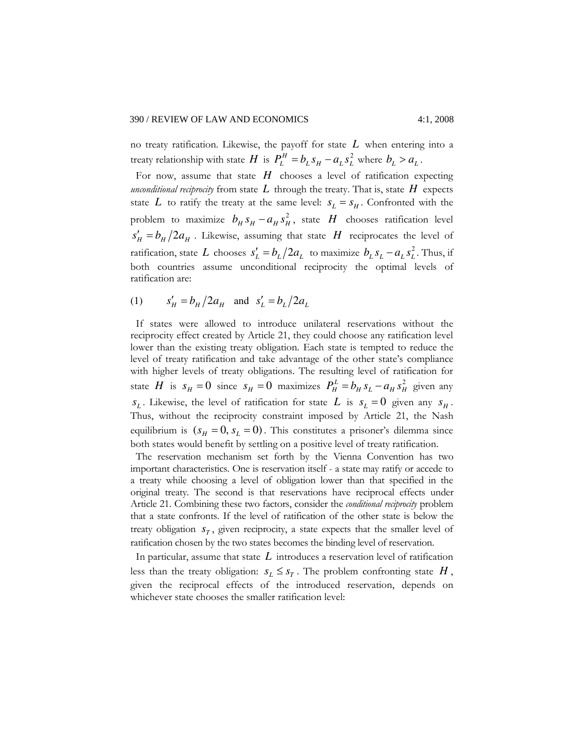no treaty ratification. Likewise, the payoff for state $L$ when entering into a treaty relationship with state $H$ is $P_L^H = b_L s_H - a_L s_L^2$ where $b_L > a_L$.

For now, assume that state $H$ chooses a level of ratification expecting *unconditional reciprocity* from state $L$ through the treaty. That is, state $H$ expects state $L$ to ratify the treaty at the same level: $s_L = s_H$. Confronted with the problem to maximize $b_H s_H - a_H s_H^2$, state $H$ chooses ratification level $s'_H = b_H / 2a_H$. Likewise, assuming that state $H$ reciprocates the level of ratification, state $L$ chooses $s'_L = b_L / 2a_L$ to maximize $b_L s_L - a_L s_L^2$. Thus, if both countries assume unconditional reciprocity the optimal levels of ratification are:

$$(1) \qquad s'_H = b_H / 2a_H \quad \text{and} \quad s'_L = b_L / 2a_L$$

If states were allowed to introduce unilateral reservations without the reciprocity effect created by Article 21, they could choose any ratification level lower than the existing treaty obligation. Each state is tempted to reduce the level of treaty ratification and take advantage of the other state's compliance with higher levels of treaty obligations. The resulting level of ratification for state $H$ is $s_H = 0$ since $s_H = 0$ maximizes $P_H^L = b_H s_L - a_H s_H^2$ given any $s_L$. Likewise, the level of ratification for state $L$ is $s_L = 0$ given any $s_H$. Thus, without the reciprocity constraint imposed by Article 21, the Nash equilibrium is $(s_H = 0, s_L = 0)$. This constitutes a prisoner's dilemma since both states would benefit by settling on a positive level of treaty ratification.

The reservation mechanism set forth by the Vienna Convention has two important characteristics. One is reservation itself - a state may ratify or accede to a treaty while choosing a level of obligation lower than that specified in the original treaty. The second is that reservations have reciprocal effects under Article 21. Combining these two factors, consider the *conditional reciprocity* problem that a state confronts. If the level of ratification of the other state is below the treaty obligation $s_T$, given reciprocity, a state expects that the smaller level of ratification chosen by the two states becomes the binding level of reservation.

In particular, assume that state $L$ introduces a reservation level of ratification less than the treaty obligation: $s_L \leq s_T$. The problem confronting state $H$, given the reciprocal effects of the introduced reservation, depends on whichever state chooses the smaller ratification level: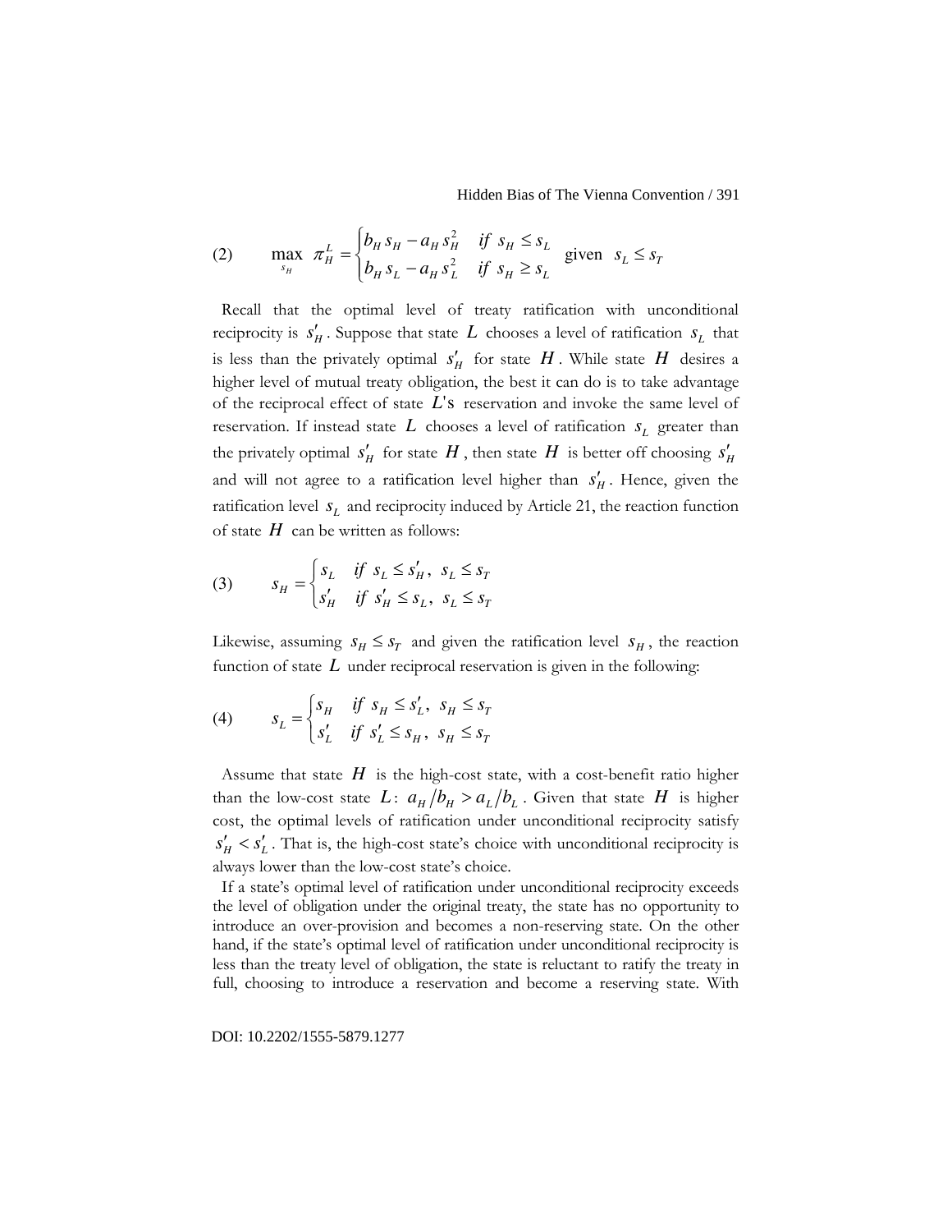$$(2) \qquad \max_{s_H} \; \pi_H^L = \begin{cases} b_H s_H - a_H s_H^2 & if \;\; s_H \le s_L \\ b_H s_L - a_H s_L^2 & if \;\; s_H \ge s_L \end{cases} \;\; \text{given} \;\; s_L \le s_T$$

Recall that the optimal level of treaty ratification with unconditional reciprocity is $s'_H$. Suppose that state $L$ chooses a level of ratification $s_L$ that is less than the privately optimal $s'_H$ for state $H$. While state $H$ desires a higher level of mutual treaty obligation, the best it can do is to take advantage of the reciprocal effect of state $L$'s reservation and invoke the same level of reservation. If instead state $L$ chooses a level of ratification $s_L$ greater than the privately optimal $s'_H$ for state $H$, then state $H$ is better off choosing $s'_H$ and will not agree to a ratification level higher than $s'_H$. Hence, given the ratification level $s_L$ and reciprocity induced by Article 21, the reaction function of state $H$ can be written as follows:

$$(3) \qquad s_H = \begin{cases} s_L & if \;\; s_L \le s'_H, \;\; s_L \le s_T \\ s'_H & if \;\; s'_H \le s_L, \;\; s_L \le s_T \end{cases}$$

Likewise, assuming $s_H \le s_T$ and given the ratification level $s_H$, the reaction function of state $L$ under reciprocal reservation is given in the following:

$$(4) \qquad s_L = \begin{cases} s_H & if \;\; s_H \le s'_L, \;\; s_H \le s_T \\ s'_L & if \;\; s'_L \le s_H, \;\; s_H \le s_T \end{cases}$$

Assume that state $H$ is the high-cost state, with a cost-benefit ratio higher than the low-cost state $L$: $a_H / b_H > a_L / b_L$. Given that state $H$ is higher cost, the optimal levels of ratification under unconditional reciprocity satisfy $s'_H < s'_L$. That is, the high-cost state's choice with unconditional reciprocity is always lower than the low-cost state's choice.

If a state's optimal level of ratification under unconditional reciprocity exceeds the level of obligation under the original treaty, the state has no opportunity to introduce an over-provision and becomes a non-reserving state. On the other hand, if the state's optimal level of ratification under unconditional reciprocity is less than the treaty level of obligation, the state is reluctant to ratify the treaty in full, choosing to introduce a reservation and become a reserving state. With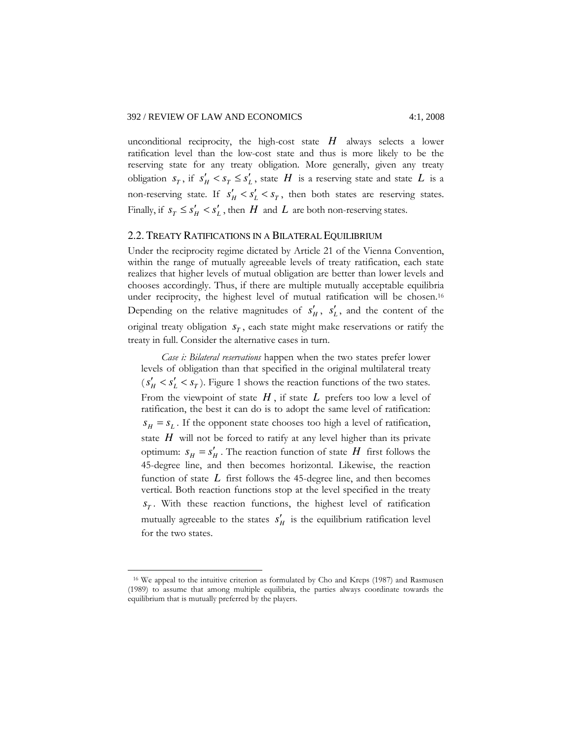unconditional reciprocity, the high-cost state $H$ always selects a lower ratification level than the low-cost state and thus is more likely to be the reserving state for any treaty obligation. More generally, given any treaty obligation $s_T$, if $s'_H < s_T \leq s'_L$, state $H$ is a reserving state and state $L$ is a non-reserving state. If $s'_H < s'_L < s_T$, then both states are reserving states. Finally, if $s_T \leq s'_H < s'_L$, then $H$ and $L$ are both non-reserving states.

## 2.2. TREATY RATIFICATIONS IN A BILATERAL EQUILIBRIUM

Under the reciprocity regime dictated by Article 21 of the Vienna Convention, within the range of mutually agreeable levels of treaty ratification, each state realizes that higher levels of mutual obligation are better than lower levels and chooses accordingly. Thus, if there are multiple mutually acceptable equilibria under reciprocity, the highest level of mutual ratification will be chosen.[16] Depending on the relative magnitudes of $s'_H$, $s'_L$, and the content of the original treaty obligation $s_T$, each state might make reservations or ratify the treaty in full. Consider the alternative cases in turn.

*Case i: Bilateral reservations* happen when the two states prefer lower levels of obligation than that specified in the original multilateral treaty ($s'_H < s'_L < s_T$). Figure 1 shows the reaction functions of the two states. From the viewpoint of state $H$, if state $L$ prefers too low a level of ratification, the best it can do is to adopt the same level of ratification: $s_H = s_L$. If the opponent state chooses too high a level of ratification, state $H$ will not be forced to ratify at any level higher than its private optimum: $s_H = s'_H$. The reaction function of state $H$ first follows the 45-degree line, and then becomes horizontal. Likewise, the reaction function of state $L$ first follows the 45-degree line, and then becomes vertical. Both reaction functions stop at the level specified in the treaty $s_T$. With these reaction functions, the highest level of ratification mutually agreeable to the states $s'_H$ is the equilibrium ratification level for the two states.

[16] We appeal to the intuitive criterion as formulated by Cho and Kreps (1987) and Rasmusen (1989) to assume that among multiple equilibria, the parties always coordinate towards the equilibrium that is mutually preferred by the players.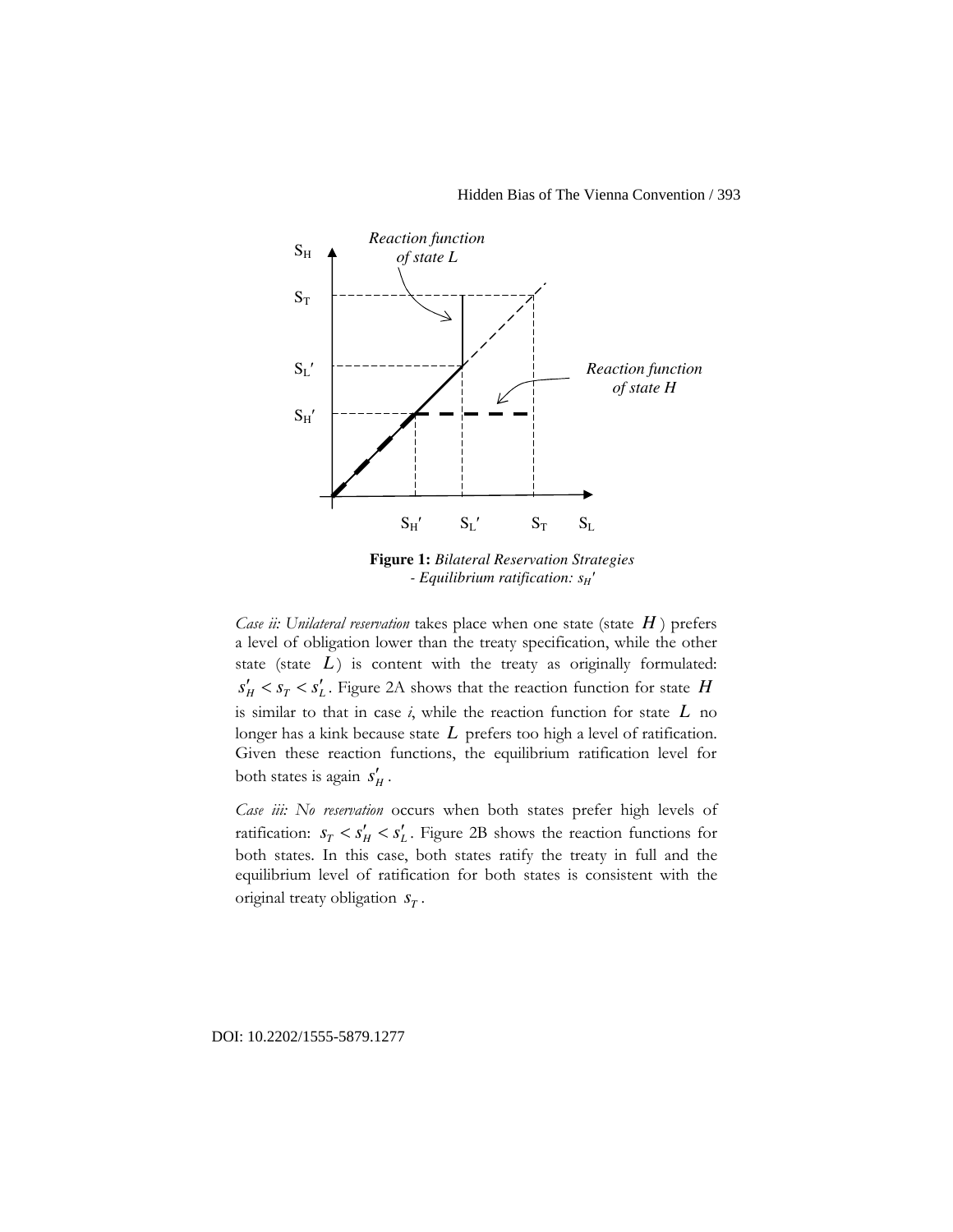**Figure 1:** *Bilateral Reservation Strategies - Equilibrium ratification: $s_H'$*

*Case ii: Unilateral reservation* takes place when one state (state $H$) prefers a level of obligation lower than the treaty specification, while the other state (state $L$) is content with the treaty as originally formulated: $s_H' < s_T < s_L'$. Figure 2A shows that the reaction function for state $H$ is similar to that in case *i*, while the reaction function for state $L$ no longer has a kink because state $L$ prefers too high a level of ratification. Given these reaction functions, the equilibrium ratification level for both states is again $s_H'$.

*Case iii: No reservation* occurs when both states prefer high levels of ratification: $s_T < s_H' < s_L'$. Figure 2B shows the reaction functions for both states. In this case, both states ratify the treaty in full and the equilibrium level of ratification for both states is consistent with the original treaty obligation $s_T$.

DOI: 10.2202/1555-5879.1277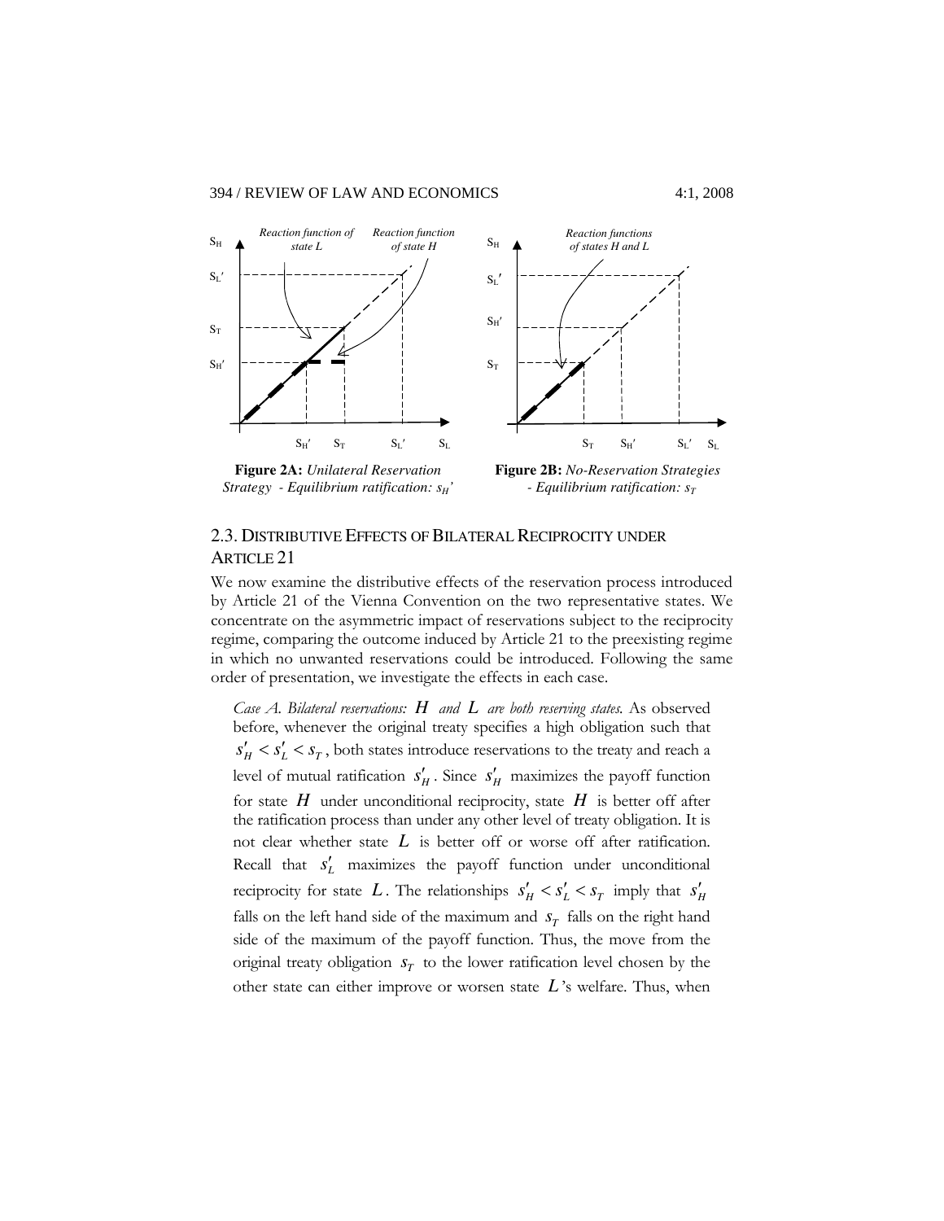**Figure 2A:** *Unilateral Reservation Strategy - Equilibrium ratification: $s_H'$*

**Figure 2B:** *No-Reservation Strategies - Equilibrium ratification: $s_T$*

## 2.3. DISTRIBUTIVE EFFECTS OF BILATERAL RECIPROCITY UNDER ARTICLE 21

We now examine the distributive effects of the reservation process introduced by Article 21 of the Vienna Convention on the two representative states. We concentrate on the asymmetric impact of reservations subject to the reciprocity regime, comparing the outcome induced by Article 21 to the preexisting regime in which no unwanted reservations could be introduced. Following the same order of presentation, we investigate the effects in each case.

*Case A. Bilateral reservations: $H$ and $L$ are both reserving states.* As observed before, whenever the original treaty specifies a high obligation such that $s_H' < s_L' < s_T$, both states introduce reservations to the treaty and reach a level of mutual ratification $s_H'$. Since $s_H'$ maximizes the payoff function for state $H$ under unconditional reciprocity, state $H$ is better off after the ratification process than under any other level of treaty obligation. It is not clear whether state $L$ is better off or worse off after ratification. Recall that $s_L'$ maximizes the payoff function under unconditional reciprocity for state $L$. The relationships $s_H' < s_L' < s_T$ imply that $s_H'$ falls on the left hand side of the maximum and $s_T$ falls on the right hand side of the maximum of the payoff function. Thus, the move from the original treaty obligation $s_T$ to the lower ratification level chosen by the other state can either improve or worsen state $L$'s welfare. Thus, when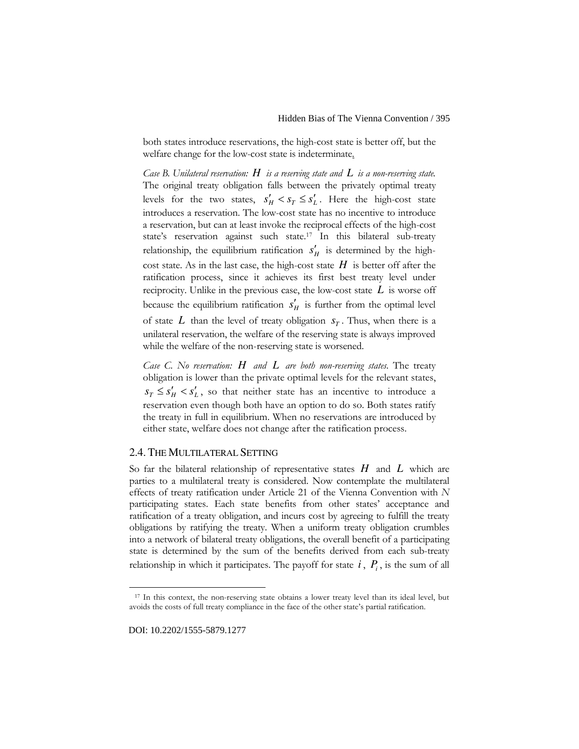both states introduce reservations, the high-cost state is better off, but the welfare change for the low-cost state is indeterminate.

*Case B. Unilateral reservation: $H$ is a reserving state and $L$ is a non-reserving state.* The original treaty obligation falls between the privately optimal treaty levels for the two states, $s'_H < s_T \leq s'_L$. Here the high-cost state introduces a reservation. The low-cost state has no incentive to introduce a reservation, but can at least invoke the reciprocal effects of the high-cost state's reservation against such state.[17] In this bilateral sub-treaty relationship, the equilibrium ratification $s'_H$ is determined by the high-cost state. As in the last case, the high-cost state $H$ is better off after the ratification process, since it achieves its first best treaty level under reciprocity. Unlike in the previous case, the low-cost state $L$ is worse off because the equilibrium ratification $s'_H$ is further from the optimal level of state $L$ than the level of treaty obligation $s_T$. Thus, when there is a unilateral reservation, the welfare of the reserving state is always improved while the welfare of the non-reserving state is worsened.

*Case C. No reservation: $H$ and $L$ are both non-reserving states.* The treaty obligation is lower than the private optimal levels for the relevant states, $s_T \leq s'_H < s'_L$, so that neither state has an incentive to introduce a reservation even though both have an option to do so. Both states ratify the treaty in full in equilibrium. When no reservations are introduced by either state, welfare does not change after the ratification process.

## 2.4. The Multilateral Setting

So far the bilateral relationship of representative states $H$ and $L$ which are parties to a multilateral treaty is considered. Now contemplate the multilateral effects of treaty ratification under Article 21 of the Vienna Convention with $N$ participating states. Each state benefits from other states' acceptance and ratification of a treaty obligation, and incurs cost by agreeing to fulfill the treaty obligations by ratifying the treaty. When a uniform treaty obligation crumbles into a network of bilateral treaty obligations, the overall benefit of a participating state is determined by the sum of the benefits derived from each sub-treaty relationship in which it participates. The payoff for state $i$, $P_i$, is the sum of all

[17] In this context, the non-reserving state obtains a lower treaty level than its ideal level, but avoids the costs of full treaty compliance in the face of the other state's partial ratification.

DOI: 10.2202/1555-5879.1277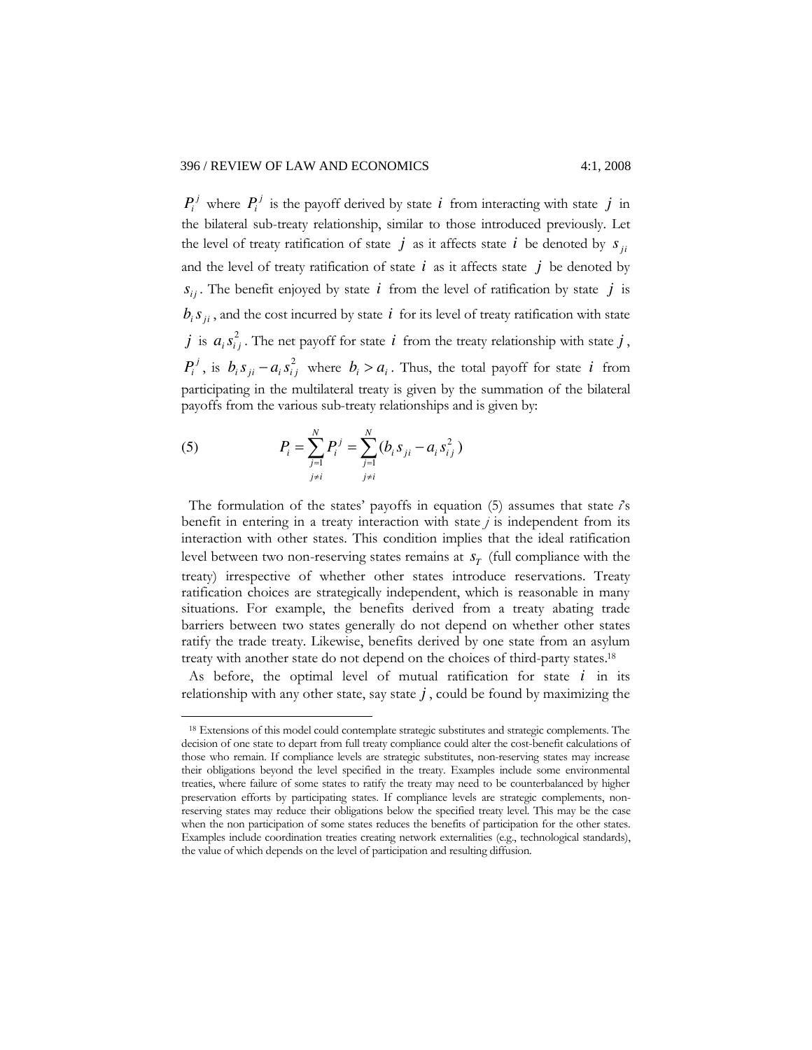$P_i^j$ where $P_i^j$ is the payoff derived by state $i$ from interacting with state $j$ in the bilateral sub-treaty relationship, similar to those introduced previously. Let the level of treaty ratification of state $j$ as it affects state $i$ be denoted by $s_{ji}$ and the level of treaty ratification of state $i$ as it affects state $j$ be denoted by $s_{ij}$. The benefit enjoyed by state $i$ from the level of ratification by state $j$ is $b_i s_{ji}$, and the cost incurred by state $i$ for its level of treaty ratification with state $j$ is $a_i s_{ij}^2$. The net payoff for state $i$ from the treaty relationship with state $j$, $P_i^j$, is $b_i s_{ji} - a_i s_{ij}^2$ where $b_i > a_i$. Thus, the total payoff for state $i$ from participating in the multilateral treaty is given by the summation of the bilateral payoffs from the various sub-treaty relationships and is given by:

$$P_i = \sum_{\substack{j=1 \\ j \neq i}}^{N} P_i^j = \sum_{\substack{j=1 \\ j \neq i}}^{N} (b_i s_{ji} - a_i s_{ij}^2) \tag{5}$$

The formulation of the states' payoffs in equation (5) assumes that state *i*'s benefit in entering in a treaty interaction with state *j* is independent from its interaction with other states. This condition implies that the ideal ratification level between two non-reserving states remains at $s_T$ (full compliance with the treaty) irrespective of whether other states introduce reservations. Treaty ratification choices are strategically independent, which is reasonable in many situations. For example, the benefits derived from a treaty abating trade barriers between two states generally do not depend on whether other states ratify the trade treaty. Likewise, benefits derived by one state from an asylum treaty with another state do not depend on the choices of third-party states.[18]

As before, the optimal level of mutual ratification for state $i$ in its relationship with any other state, say state $j$, could be found by maximizing the

[18] Extensions of this model could contemplate strategic substitutes and strategic complements. The decision of one state to depart from full treaty compliance could alter the cost-benefit calculations of those who remain. If compliance levels are strategic substitutes, non-reserving states may increase their obligations beyond the level specified in the treaty. Examples include some environmental treaties, where failure of some states to ratify the treaty may need to be counterbalanced by higher preservation efforts by participating states. If compliance levels are strategic complements, non-reserving states may reduce their obligations below the specified treaty level. This may be the case when the non participation of some states reduces the benefits of participation for the other states. Examples include coordination treaties creating network externalities (e.g., technological standards), the value of which depends on the level of participation and resulting diffusion.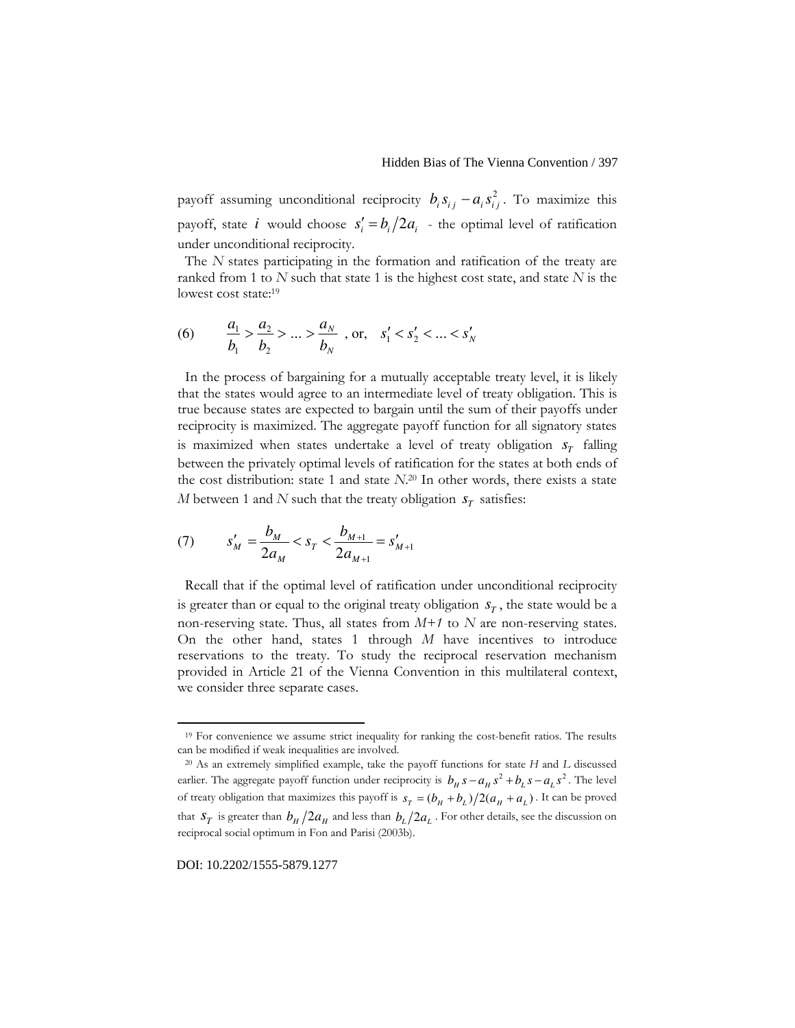payoff assuming unconditional reciprocity $b_i s_{ij} - a_i s_{ij}^2$. To maximize this payoff, state $i$ would choose $s_i' = b_i / 2a_i$ - the optimal level of ratification under unconditional reciprocity.

The $N$ states participating in the formation and ratification of the treaty are ranked from 1 to $N$ such that state 1 is the highest cost state, and state $N$ is the lowest cost state:[19]

$$(6) \qquad \frac{a_1}{b_1} > \frac{a_2}{b_2} > \ldots > \frac{a_N}{b_N} \text{ , or,} \quad s_1' < s_2' < \ldots < s_N'$$

In the process of bargaining for a mutually acceptable treaty level, it is likely that the states would agree to an intermediate level of treaty obligation. This is true because states are expected to bargain until the sum of their payoffs under reciprocity is maximized. The aggregate payoff function for all signatory states is maximized when states undertake a level of treaty obligation $s_T$ falling between the privately optimal levels of ratification for the states at both ends of the cost distribution: state 1 and state $N$.[20] In other words, there exists a state $M$ between 1 and $N$ such that the treaty obligation $s_T$ satisfies:

$$(7) \qquad s_M' = \frac{b_M}{2a_M} < s_T < \frac{b_{M+1}}{2a_{M+1}} = s_{M+1}'$$

Recall that if the optimal level of ratification under unconditional reciprocity is greater than or equal to the original treaty obligation $s_T$, the state would be a non-reserving state. Thus, all states from $M+1$ to $N$ are non-reserving states. On the other hand, states 1 through $M$ have incentives to introduce reservations to the treaty. To study the reciprocal reservation mechanism provided in Article 21 of the Vienna Convention in this multilateral context, we consider three separate cases.

---

[19] For convenience we assume strict inequality for ranking the cost-benefit ratios. The results can be modified if weak inequalities are involved.

[20] As an extremely simplified example, take the payoff functions for state $H$ and $L$ discussed earlier. The aggregate payoff function under reciprocity is $b_H s - a_H s^2 + b_L s - a_L s^2$. The level of treaty obligation that maximizes this payoff is $s_T = (b_H + b_L)/2(a_H + a_L)$. It can be proved that $s_T$ is greater than $b_H / 2a_H$ and less than $b_L / 2a_L$. For other details, see the discussion on reciprocal social optimum in Fon and Parisi (2003b).

DOI: 10.2202/1555-5879.1277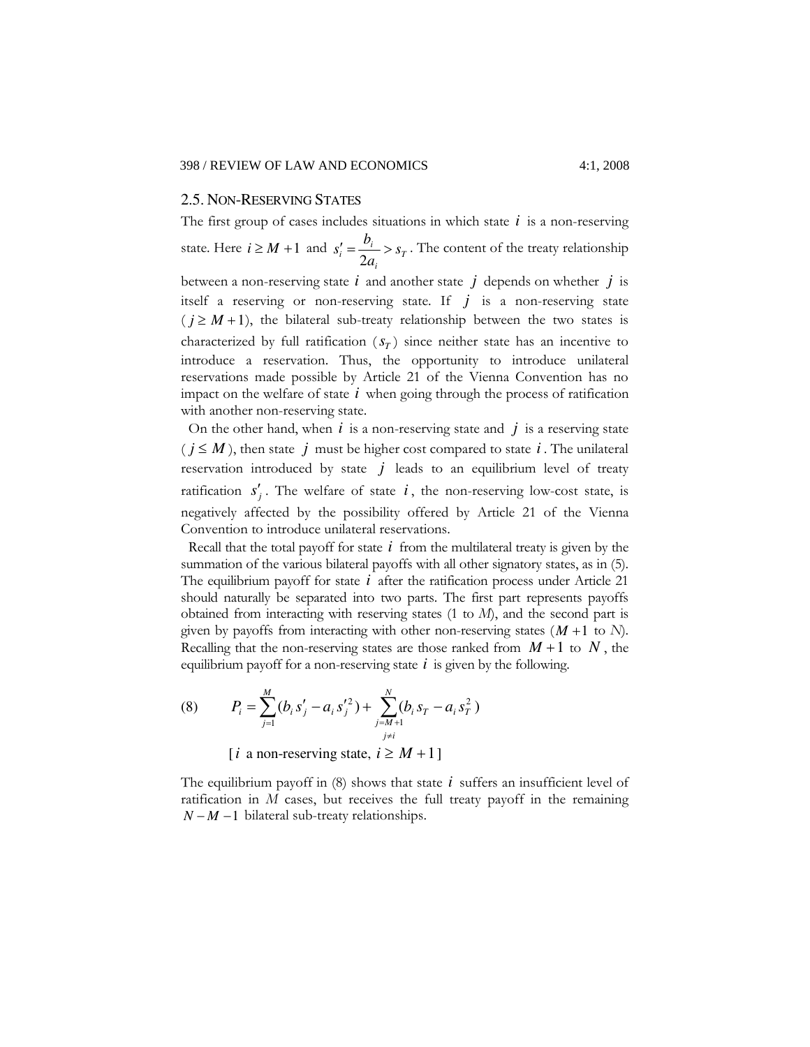### 2.5. NON-RESERVING STATES

The first group of cases includes situations in which state $i$ is a non-reserving state. Here $i \geq M+1$ and $s'_i = \dfrac{b_i}{2a_i} > s_T$. The content of the treaty relationship between a non-reserving state $i$ and another state $j$ depends on whether $j$ is itself a reserving or non-reserving state. If $j$ is a non-reserving state ($j \geq M+1$), the bilateral sub-treaty relationship between the two states is characterized by full ratification ($s_T$) since neither state has an incentive to introduce a reservation. Thus, the opportunity to introduce unilateral reservations made possible by Article 21 of the Vienna Convention has no impact on the welfare of state $i$ when going through the process of ratification with another non-reserving state.

On the other hand, when $i$ is a non-reserving state and $j$ is a reserving state ($j \leq M$), then state $j$ must be higher cost compared to state $i$. The unilateral reservation introduced by state $j$ leads to an equilibrium level of treaty ratification $s'_j$. The welfare of state $i$, the non-reserving low-cost state, is negatively affected by the possibility offered by Article 21 of the Vienna Convention to introduce unilateral reservations.

Recall that the total payoff for state $i$ from the multilateral treaty is given by the summation of the various bilateral payoffs with all other signatory states, as in (5). The equilibrium payoff for state $i$ after the ratification process under Article 21 should naturally be separated into two parts. The first part represents payoffs obtained from interacting with reserving states (1 to $M$), and the second part is given by payoffs from interacting with other non-reserving states ($M+1$ to $N$). Recalling that the non-reserving states are those ranked from $M+1$ to $N$, the equilibrium payoff for a non-reserving state $i$ is given by the following.

$$(8) \qquad P_i = \sum_{j=1}^{M}(b_i s'_j - a_i s'^2_j) + \sum_{\substack{j=M+1 \\ j \neq i}}^{N}(b_i s_T - a_i s_T^2)$$

$$[i \text{ a non-reserving state, } i \geq M+1]$$

The equilibrium payoff in (8) shows that state $i$ suffers an insufficient level of ratification in $M$ cases, but receives the full treaty payoff in the remaining $N - M - 1$ bilateral sub-treaty relationships.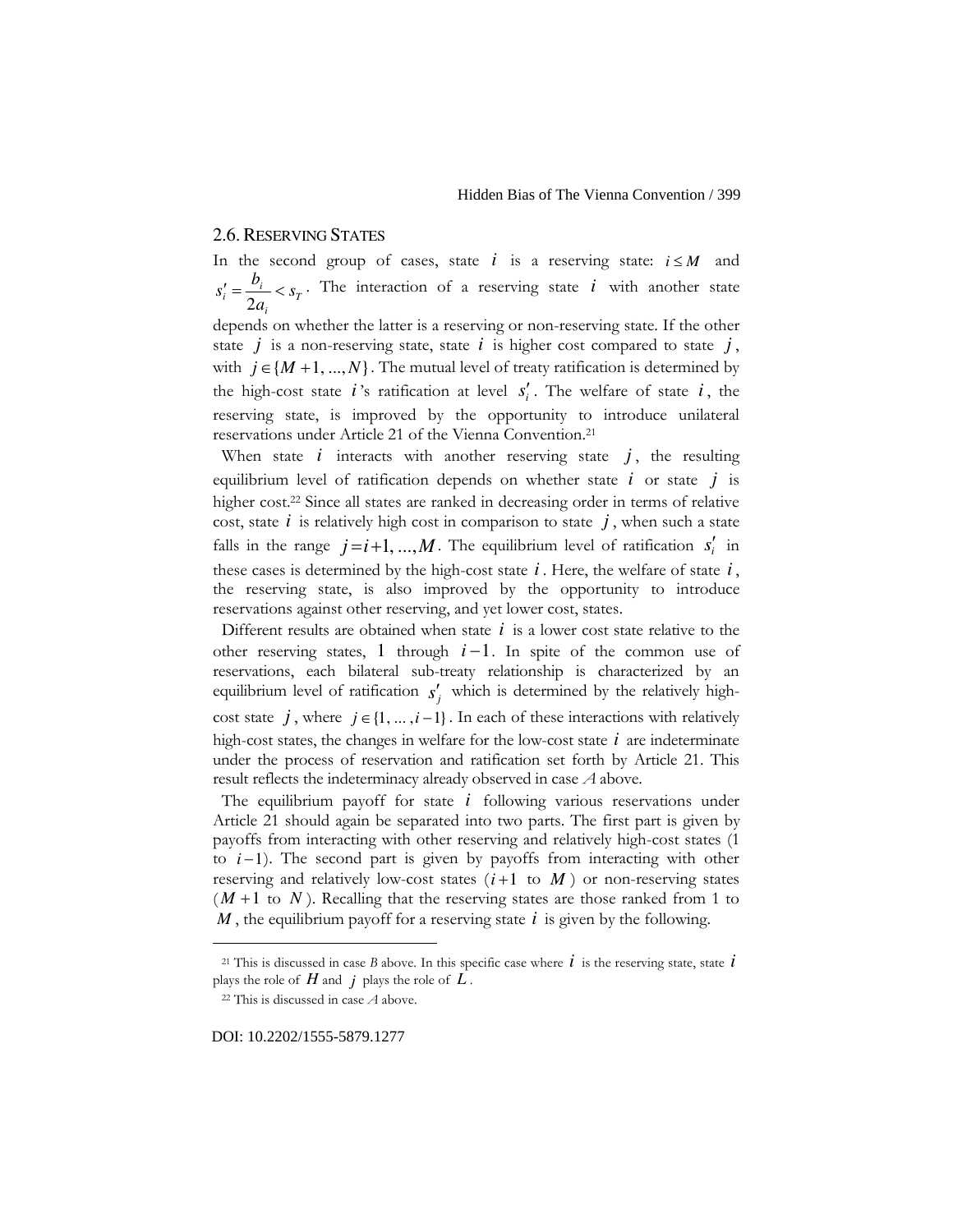## 2.6. RESERVING STATES

In the second group of cases, state $i$ is a reserving state: $i \le M$ and $s_i' = \frac{b_i}{2a_i} < s_T$. The interaction of a reserving state $i$ with another state depends on whether the latter is a reserving or non-reserving state. If the other state $j$ is a non-reserving state, state $i$ is higher cost compared to state $j$, with $j \in \{M+1, ..., N\}$. The mutual level of treaty ratification is determined by the high-cost state $i$'s ratification at level $s_i'$. The welfare of state $i$, the reserving state, is improved by the opportunity to introduce unilateral reservations under Article 21 of the Vienna Convention.[21]

When state $i$ interacts with another reserving state $j$, the resulting equilibrium level of ratification depends on whether state $i$ or state $j$ is higher cost.[22] Since all states are ranked in decreasing order in terms of relative cost, state $i$ is relatively high cost in comparison to state $j$, when such a state falls in the range $j = i+1, ..., M$. The equilibrium level of ratification $s_i'$ in these cases is determined by the high-cost state $i$. Here, the welfare of state $i$, the reserving state, is also improved by the opportunity to introduce reservations against other reserving, and yet lower cost, states.

Different results are obtained when state $i$ is a lower cost state relative to the other reserving states, 1 through $i-1$. In spite of the common use of reservations, each bilateral sub-treaty relationship is characterized by an equilibrium level of ratification $s_j'$ which is determined by the relatively high-cost state $j$, where $j \in \{1, ..., i-1\}$. In each of these interactions with relatively high-cost states, the changes in welfare for the low-cost state $i$ are indeterminate under the process of reservation and ratification set forth by Article 21. This result reflects the indeterminacy already observed in case *A* above.

The equilibrium payoff for state $i$ following various reservations under Article 21 should again be separated into two parts. The first part is given by payoffs from interacting with other reserving and relatively high-cost states (1 to $i-1$). The second part is given by payoffs from interacting with other reserving and relatively low-cost states ($i+1$ to $M$) or non-reserving states ($M+1$ to $N$). Recalling that the reserving states are those ranked from 1 to $M$, the equilibrium payoff for a reserving state $i$ is given by the following.

---

[21] This is discussed in case *B* above. In this specific case where $i$ is the reserving state, state $i$ plays the role of $H$ and $j$ plays the role of $L$.

[22] This is discussed in case *A* above.

DOI: 10.2202/1555-5879.1277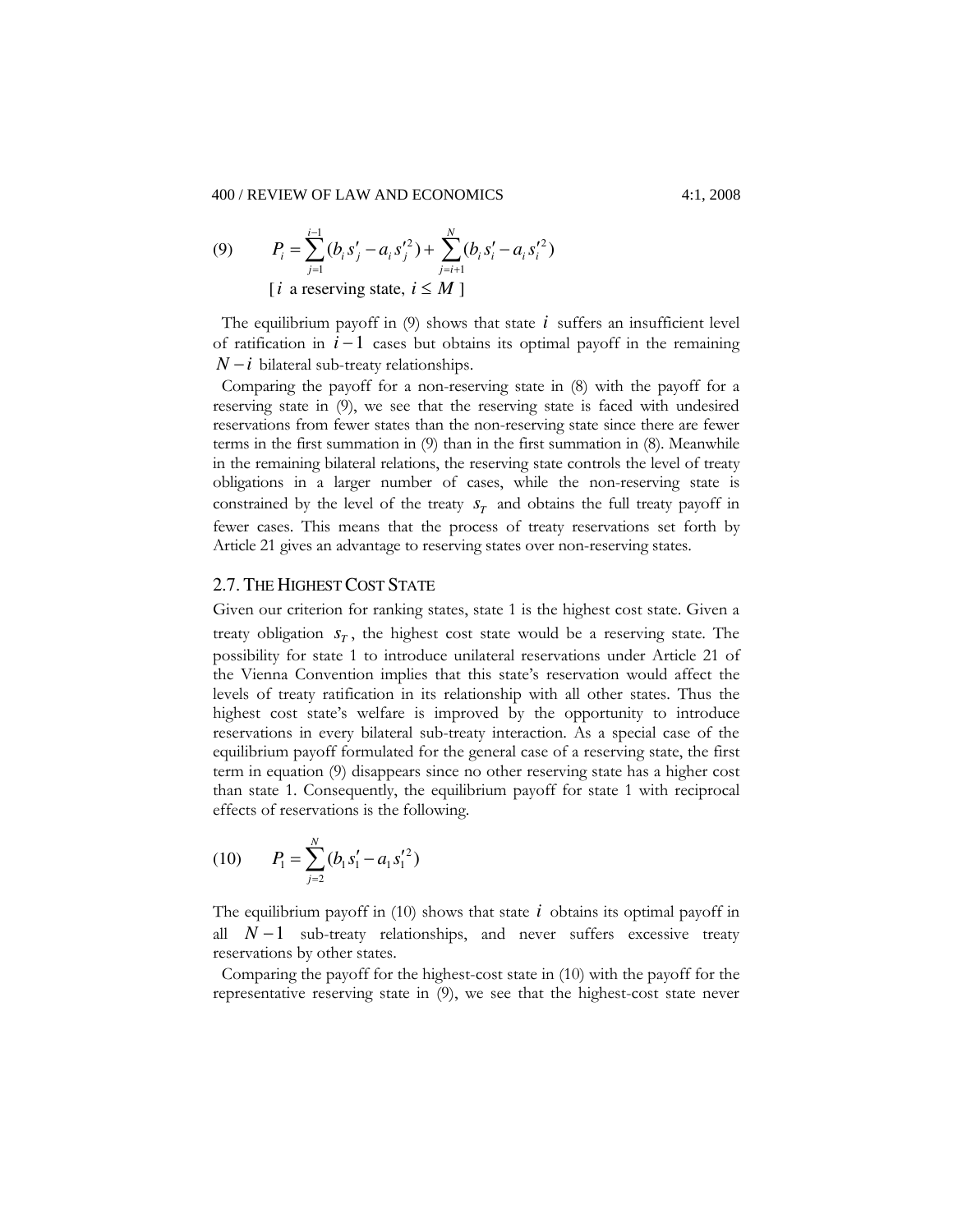$$(9) \qquad P_i = \sum_{j=1}^{i-1} (b_i s'_j - a_i s'^2_j) + \sum_{j=i+1}^{N} (b_i s'_i - a_i s'^2_i)$$

$$[\, i \text{ a reserving state, } i \leq M \,]$$

The equilibrium payoff in (9) shows that state $i$ suffers an insufficient level of ratification in $i-1$ cases but obtains its optimal payoff in the remaining $N-i$ bilateral sub-treaty relationships.

Comparing the payoff for a non-reserving state in (8) with the payoff for a reserving state in (9), we see that the reserving state is faced with undesired reservations from fewer states than the non-reserving state since there are fewer terms in the first summation in (9) than in the first summation in (8). Meanwhile in the remaining bilateral relations, the reserving state controls the level of treaty obligations in a larger number of cases, while the non-reserving state is constrained by the level of the treaty $s_T$ and obtains the full treaty payoff in fewer cases. This means that the process of treaty reservations set forth by Article 21 gives an advantage to reserving states over non-reserving states.

## 2.7. THE HIGHEST COST STATE

Given our criterion for ranking states, state 1 is the highest cost state. Given a treaty obligation $s_T$, the highest cost state would be a reserving state. The possibility for state 1 to introduce unilateral reservations under Article 21 of the Vienna Convention implies that this state's reservation would affect the levels of treaty ratification in its relationship with all other states. Thus the highest cost state's welfare is improved by the opportunity to introduce reservations in every bilateral sub-treaty interaction. As a special case of the equilibrium payoff formulated for the general case of a reserving state, the first term in equation (9) disappears since no other reserving state has a higher cost than state 1. Consequently, the equilibrium payoff for state 1 with reciprocal effects of reservations is the following.

$$(10) \qquad P_1 = \sum_{j=2}^{N} (b_1 s'_1 - a_1 s'^2_1)$$

The equilibrium payoff in (10) shows that state $i$ obtains its optimal payoff in all $N-1$ sub-treaty relationships, and never suffers excessive treaty reservations by other states.

Comparing the payoff for the highest-cost state in (10) with the payoff for the representative reserving state in (9), we see that the highest-cost state never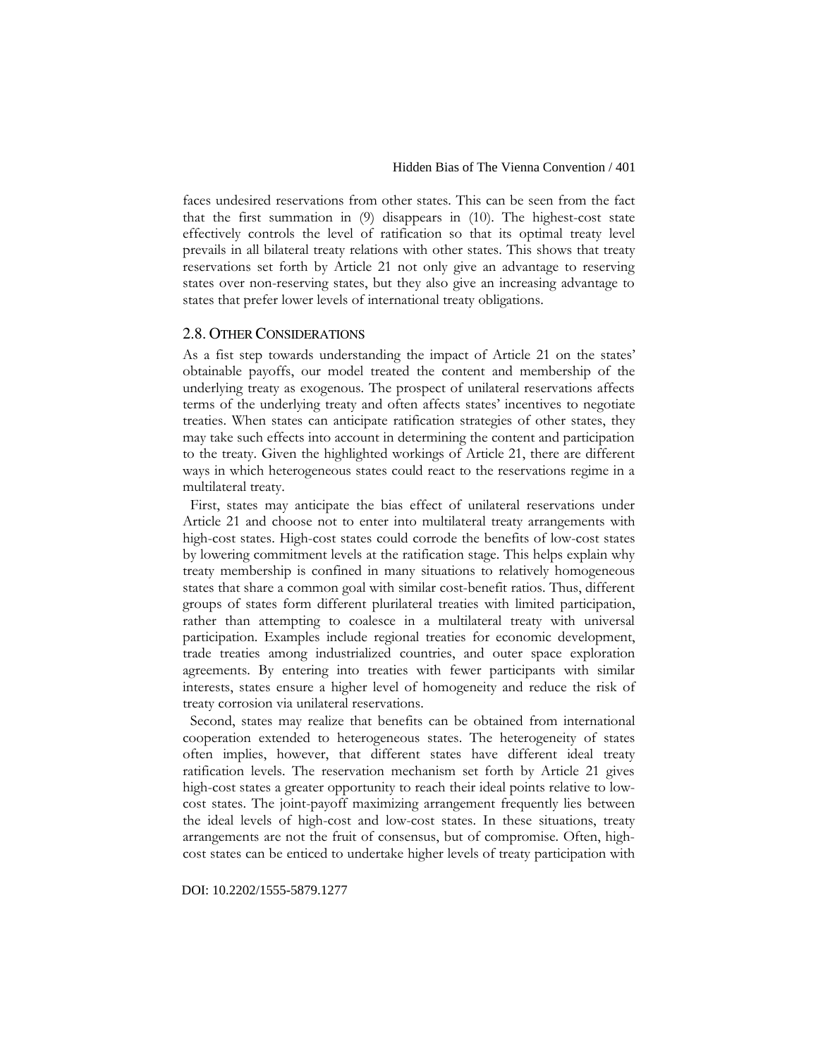faces undesired reservations from other states. This can be seen from the fact that the first summation in (9) disappears in (10). The highest-cost state effectively controls the level of ratification so that its optimal treaty level prevails in all bilateral treaty relations with other states. This shows that treaty reservations set forth by Article 21 not only give an advantage to reserving states over non-reserving states, but they also give an increasing advantage to states that prefer lower levels of international treaty obligations.

## 2.8. Other Considerations

As a fist step towards understanding the impact of Article 21 on the states' obtainable payoffs, our model treated the content and membership of the underlying treaty as exogenous. The prospect of unilateral reservations affects terms of the underlying treaty and often affects states' incentives to negotiate treaties. When states can anticipate ratification strategies of other states, they may take such effects into account in determining the content and participation to the treaty. Given the highlighted workings of Article 21, there are different ways in which heterogeneous states could react to the reservations regime in a multilateral treaty.

First, states may anticipate the bias effect of unilateral reservations under Article 21 and choose not to enter into multilateral treaty arrangements with high-cost states. High-cost states could corrode the benefits of low-cost states by lowering commitment levels at the ratification stage. This helps explain why treaty membership is confined in many situations to relatively homogeneous states that share a common goal with similar cost-benefit ratios. Thus, different groups of states form different plurilateral treaties with limited participation, rather than attempting to coalesce in a multilateral treaty with universal participation. Examples include regional treaties for economic development, trade treaties among industrialized countries, and outer space exploration agreements. By entering into treaties with fewer participants with similar interests, states ensure a higher level of homogeneity and reduce the risk of treaty corrosion via unilateral reservations.

Second, states may realize that benefits can be obtained from international cooperation extended to heterogeneous states. The heterogeneity of states often implies, however, that different states have different ideal treaty ratification levels. The reservation mechanism set forth by Article 21 gives high-cost states a greater opportunity to reach their ideal points relative to low-cost states. The joint-payoff maximizing arrangement frequently lies between the ideal levels of high-cost and low-cost states. In these situations, treaty arrangements are not the fruit of consensus, but of compromise. Often, high-cost states can be enticed to undertake higher levels of treaty participation with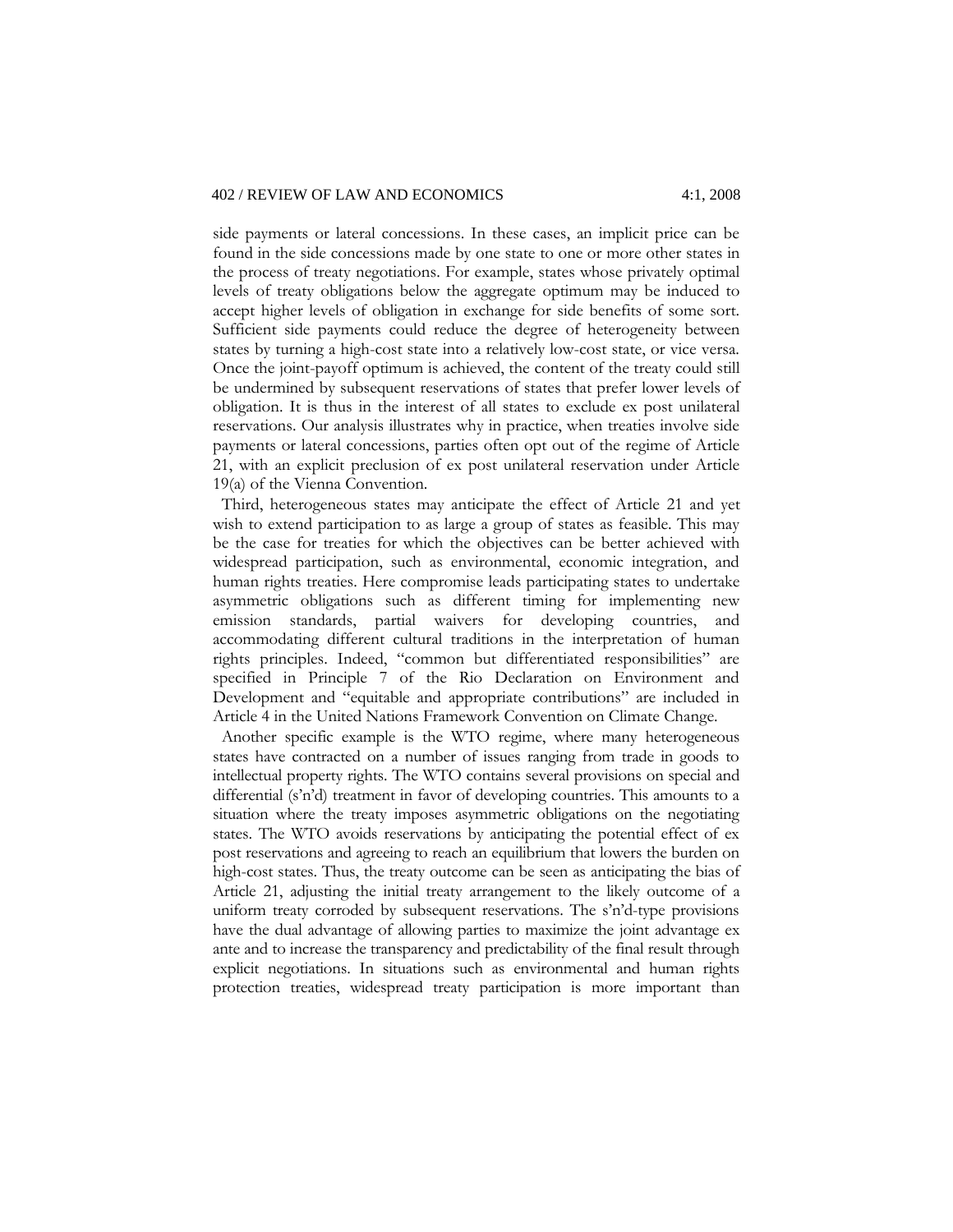side payments or lateral concessions. In these cases, an implicit price can be found in the side concessions made by one state to one or more other states in the process of treaty negotiations. For example, states whose privately optimal levels of treaty obligations below the aggregate optimum may be induced to accept higher levels of obligation in exchange for side benefits of some sort. Sufficient side payments could reduce the degree of heterogeneity between states by turning a high-cost state into a relatively low-cost state, or vice versa. Once the joint-payoff optimum is achieved, the content of the treaty could still be undermined by subsequent reservations of states that prefer lower levels of obligation. It is thus in the interest of all states to exclude ex post unilateral reservations. Our analysis illustrates why in practice, when treaties involve side payments or lateral concessions, parties often opt out of the regime of Article 21, with an explicit preclusion of ex post unilateral reservation under Article 19(a) of the Vienna Convention.

Third, heterogeneous states may anticipate the effect of Article 21 and yet wish to extend participation to as large a group of states as feasible. This may be the case for treaties for which the objectives can be better achieved with widespread participation, such as environmental, economic integration, and human rights treaties. Here compromise leads participating states to undertake asymmetric obligations such as different timing for implementing new emission standards, partial waivers for developing countries, and accommodating different cultural traditions in the interpretation of human rights principles. Indeed, "common but differentiated responsibilities" are specified in Principle 7 of the Rio Declaration on Environment and Development and "equitable and appropriate contributions" are included in Article 4 in the United Nations Framework Convention on Climate Change.

Another specific example is the WTO regime, where many heterogeneous states have contracted on a number of issues ranging from trade in goods to intellectual property rights. The WTO contains several provisions on special and differential (s'n'd) treatment in favor of developing countries. This amounts to a situation where the treaty imposes asymmetric obligations on the negotiating states. The WTO avoids reservations by anticipating the potential effect of ex post reservations and agreeing to reach an equilibrium that lowers the burden on high-cost states. Thus, the treaty outcome can be seen as anticipating the bias of Article 21, adjusting the initial treaty arrangement to the likely outcome of a uniform treaty corroded by subsequent reservations. The s'n'd-type provisions have the dual advantage of allowing parties to maximize the joint advantage ex ante and to increase the transparency and predictability of the final result through explicit negotiations. In situations such as environmental and human rights protection treaties, widespread treaty participation is more important than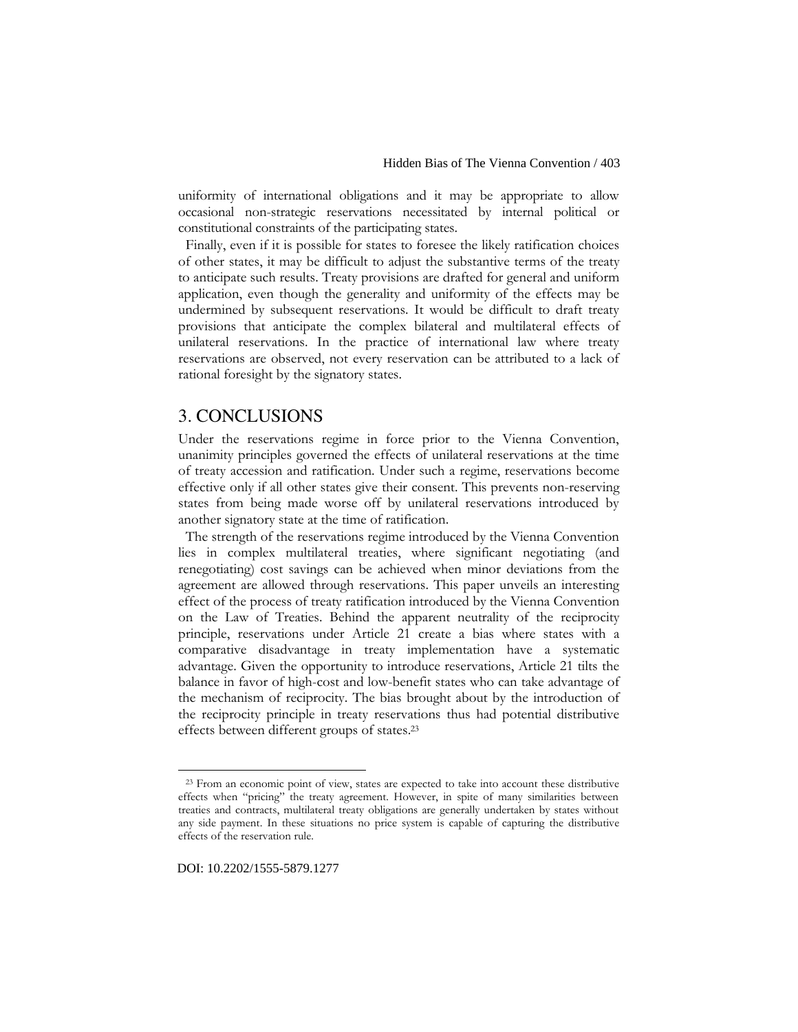uniformity of international obligations and it may be appropriate to allow occasional non-strategic reservations necessitated by internal political or constitutional constraints of the participating states.

Finally, even if it is possible for states to foresee the likely ratification choices of other states, it may be difficult to adjust the substantive terms of the treaty to anticipate such results. Treaty provisions are drafted for general and uniform application, even though the generality and uniformity of the effects may be undermined by subsequent reservations. It would be difficult to draft treaty provisions that anticipate the complex bilateral and multilateral effects of unilateral reservations. In the practice of international law where treaty reservations are observed, not every reservation can be attributed to a lack of rational foresight by the signatory states.

## 3. CONCLUSIONS

Under the reservations regime in force prior to the Vienna Convention, unanimity principles governed the effects of unilateral reservations at the time of treaty accession and ratification. Under such a regime, reservations become effective only if all other states give their consent. This prevents non-reserving states from being made worse off by unilateral reservations introduced by another signatory state at the time of ratification.

The strength of the reservations regime introduced by the Vienna Convention lies in complex multilateral treaties, where significant negotiating (and renegotiating) cost savings can be achieved when minor deviations from the agreement are allowed through reservations. This paper unveils an interesting effect of the process of treaty ratification introduced by the Vienna Convention on the Law of Treaties. Behind the apparent neutrality of the reciprocity principle, reservations under Article 21 create a bias where states with a comparative disadvantage in treaty implementation have a systematic advantage. Given the opportunity to introduce reservations, Article 21 tilts the balance in favor of high-cost and low-benefit states who can take advantage of the mechanism of reciprocity. The bias brought about by the introduction of the reciprocity principle in treaty reservations thus had potential distributive effects between different groups of states.[23]

[23] From an economic point of view, states are expected to take into account these distributive effects when "pricing" the treaty agreement. However, in spite of many similarities between treaties and contracts, multilateral treaty obligations are generally undertaken by states without any side payment. In these situations no price system is capable of capturing the distributive effects of the reservation rule.

DOI: 10.2202/1555-5879.1277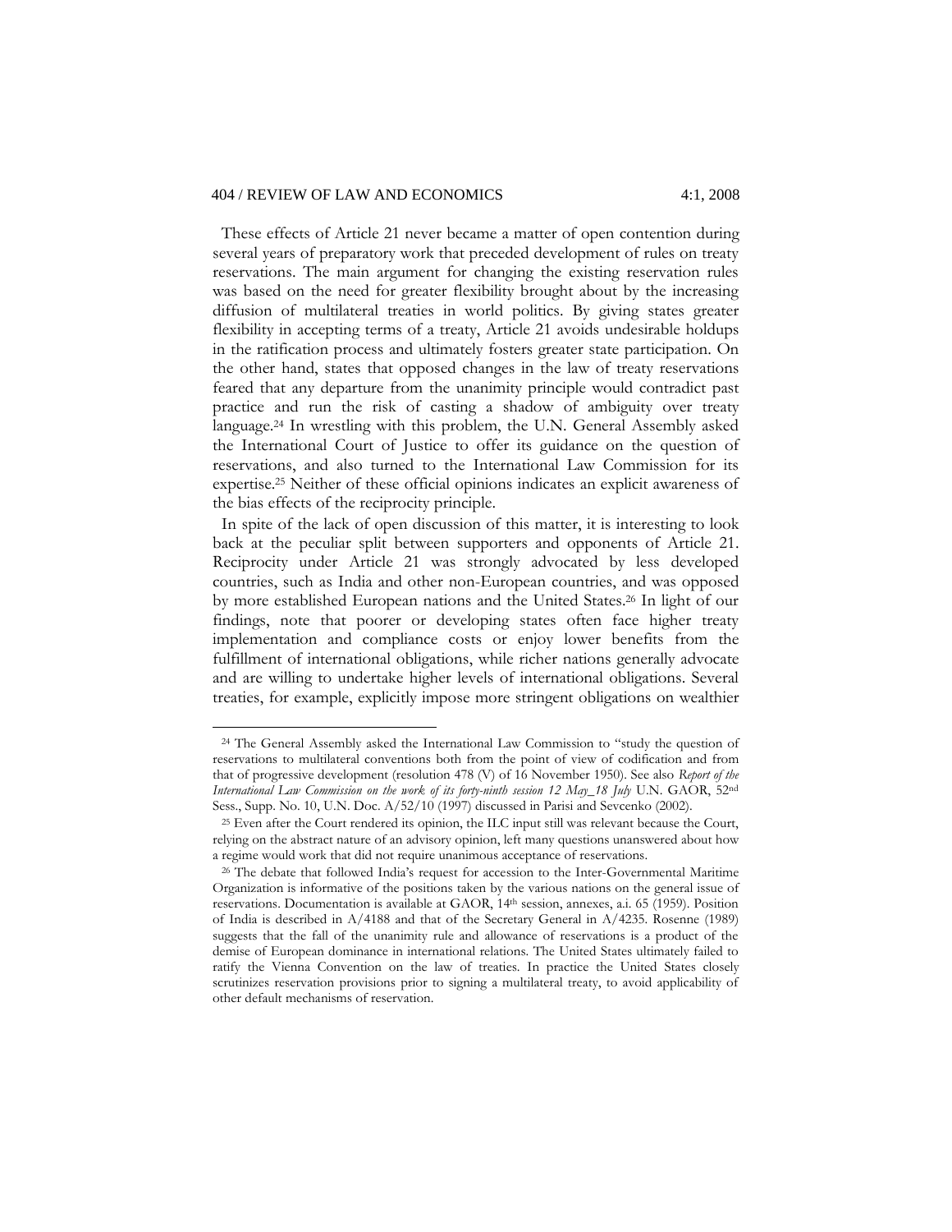These effects of Article 21 never became a matter of open contention during several years of preparatory work that preceded development of rules on treaty reservations. The main argument for changing the existing reservation rules was based on the need for greater flexibility brought about by the increasing diffusion of multilateral treaties in world politics. By giving states greater flexibility in accepting terms of a treaty, Article 21 avoids undesirable holdups in the ratification process and ultimately fosters greater state participation. On the other hand, states that opposed changes in the law of treaty reservations feared that any departure from the unanimity principle would contradict past practice and run the risk of casting a shadow of ambiguity over treaty language.[24] In wrestling with this problem, the U.N. General Assembly asked the International Court of Justice to offer its guidance on the question of reservations, and also turned to the International Law Commission for its expertise.[25] Neither of these official opinions indicates an explicit awareness of the bias effects of the reciprocity principle.

In spite of the lack of open discussion of this matter, it is interesting to look back at the peculiar split between supporters and opponents of Article 21. Reciprocity under Article 21 was strongly advocated by less developed countries, such as India and other non-European countries, and was opposed by more established European nations and the United States.[26] In light of our findings, note that poorer or developing states often face higher treaty implementation and compliance costs or enjoy lower benefits from the fulfillment of international obligations, while richer nations generally advocate and are willing to undertake higher levels of international obligations. Several treaties, for example, explicitly impose more stringent obligations on wealthier

---

[24] The General Assembly asked the International Law Commission to "study the question of reservations to multilateral conventions both from the point of view of codification and from that of progressive development (resolution 478 (V) of 16 November 1950). See also *Report of the International Law Commission on the work of its forty-ninth session 12 May_18 July* U.N. GAOR, 52nd Sess., Supp. No. 10, U.N. Doc. A/52/10 (1997) discussed in Parisi and Sevcenko (2002).

[25] Even after the Court rendered its opinion, the ILC input still was relevant because the Court, relying on the abstract nature of an advisory opinion, left many questions unanswered about how a regime would work that did not require unanimous acceptance of reservations.

[26] The debate that followed India's request for accession to the Inter-Governmental Maritime Organization is informative of the positions taken by the various nations on the general issue of reservations. Documentation is available at GAOR, 14th session, annexes, a.i. 65 (1959). Position of India is described in A/4188 and that of the Secretary General in A/4235. Rosenne (1989) suggests that the fall of the unanimity rule and allowance of reservations is a product of the demise of European dominance in international relations. The United States ultimately failed to ratify the Vienna Convention on the law of treaties. In practice the United States closely scrutinizes reservation provisions prior to signing a multilateral treaty, to avoid applicability of other default mechanisms of reservation.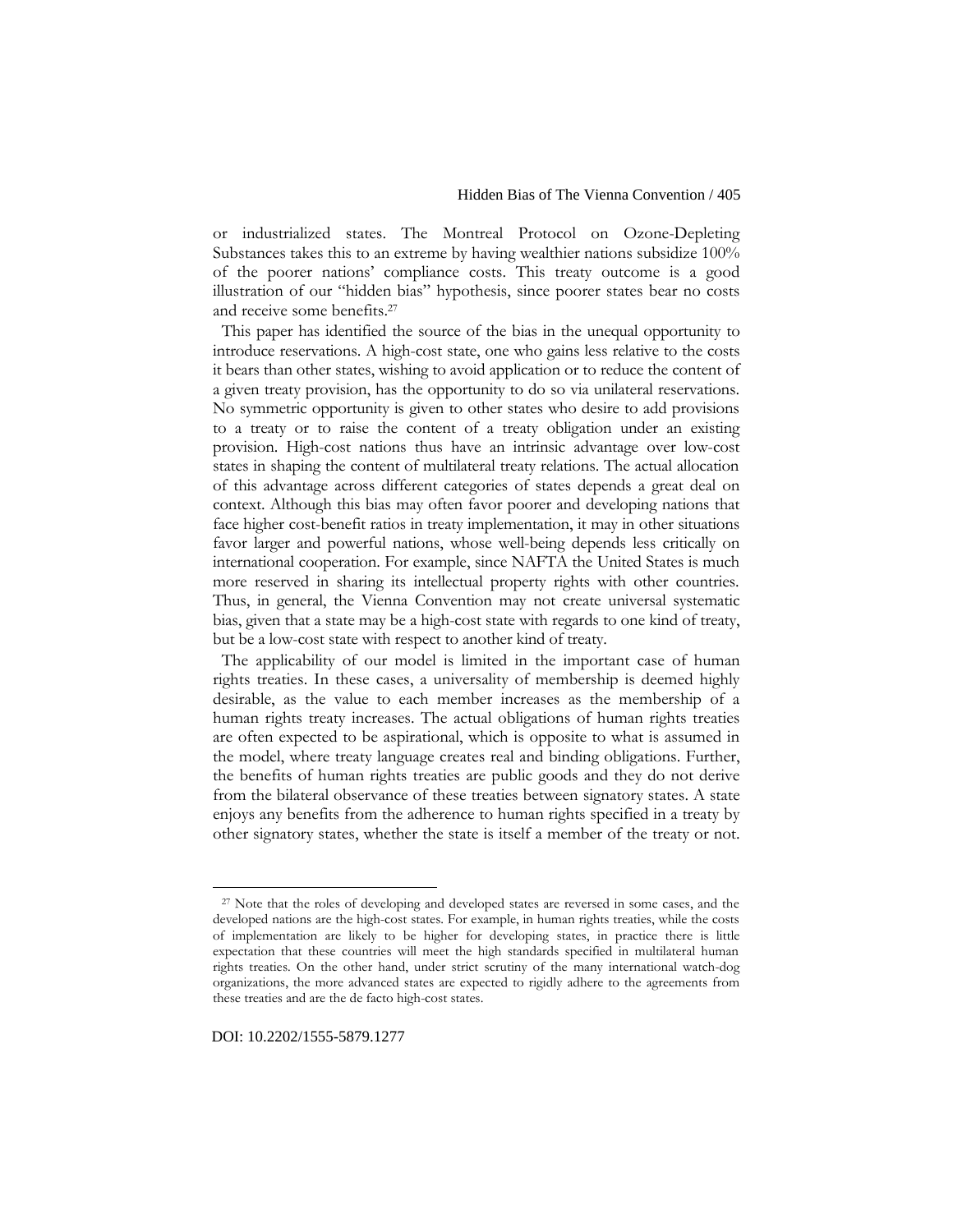or industrialized states. The Montreal Protocol on Ozone-Depleting Substances takes this to an extreme by having wealthier nations subsidize 100% of the poorer nations' compliance costs. This treaty outcome is a good illustration of our "hidden bias" hypothesis, since poorer states bear no costs and receive some benefits.[27]

This paper has identified the source of the bias in the unequal opportunity to introduce reservations. A high-cost state, one who gains less relative to the costs it bears than other states, wishing to avoid application or to reduce the content of a given treaty provision, has the opportunity to do so via unilateral reservations. No symmetric opportunity is given to other states who desire to add provisions to a treaty or to raise the content of a treaty obligation under an existing provision. High-cost nations thus have an intrinsic advantage over low-cost states in shaping the content of multilateral treaty relations. The actual allocation of this advantage across different categories of states depends a great deal on context. Although this bias may often favor poorer and developing nations that face higher cost-benefit ratios in treaty implementation, it may in other situations favor larger and powerful nations, whose well-being depends less critically on international cooperation. For example, since NAFTA the United States is much more reserved in sharing its intellectual property rights with other countries. Thus, in general, the Vienna Convention may not create universal systematic bias, given that a state may be a high-cost state with regards to one kind of treaty, but be a low-cost state with respect to another kind of treaty.

The applicability of our model is limited in the important case of human rights treaties. In these cases, a universality of membership is deemed highly desirable, as the value to each member increases as the membership of a human rights treaty increases. The actual obligations of human rights treaties are often expected to be aspirational, which is opposite to what is assumed in the model, where treaty language creates real and binding obligations. Further, the benefits of human rights treaties are public goods and they do not derive from the bilateral observance of these treaties between signatory states. A state enjoys any benefits from the adherence to human rights specified in a treaty by other signatory states, whether the state is itself a member of the treaty or not.

---

[27] Note that the roles of developing and developed states are reversed in some cases, and the developed nations are the high-cost states. For example, in human rights treaties, while the costs of implementation are likely to be higher for developing states, in practice there is little expectation that these countries will meet the high standards specified in multilateral human rights treaties. On the other hand, under strict scrutiny of the many international watch-dog organizations, the more advanced states are expected to rigidly adhere to the agreements from these treaties and are the de facto high-cost states.

DOI: 10.2202/1555-5879.1277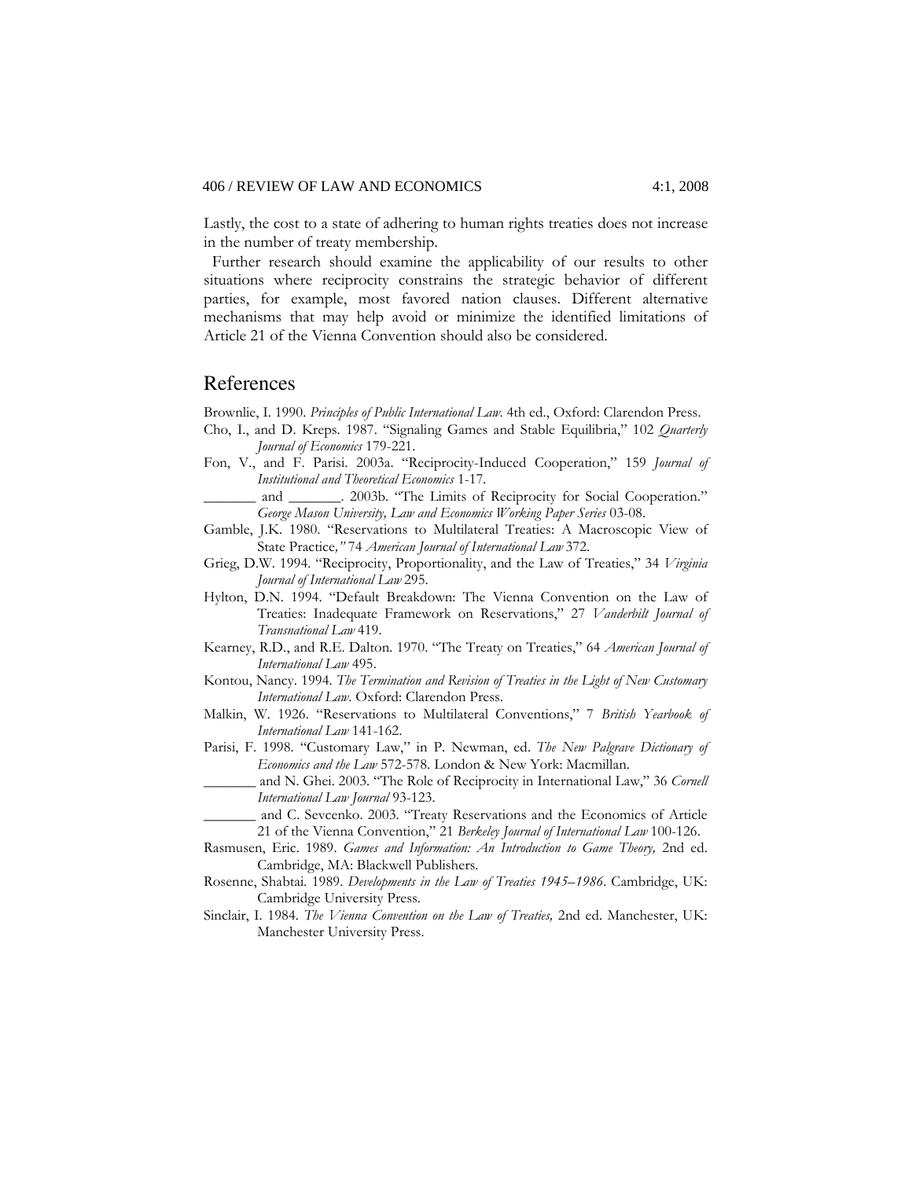Lastly, the cost to a state of adhering to human rights treaties does not increase in the number of treaty membership.

Further research should examine the applicability of our results to other situations where reciprocity constrains the strategic behavior of different parties, for example, most favored nation clauses. Different alternative mechanisms that may help avoid or minimize the identified limitations of Article 21 of the Vienna Convention should also be considered.

## References

Brownlie, I. 1990. *Principles of Public International Law*. 4th ed., Oxford: Clarendon Press.

Cho, I., and D. Kreps. 1987. "Signaling Games and Stable Equilibria," 102 *Quarterly Journal of Economics* 179-221.

Fon, V., and F. Parisi. 2003a. "Reciprocity-Induced Cooperation," 159 *Journal of Institutional and Theoretical Economics* 1-17.

_______ and _______. 2003b. "The Limits of Reciprocity for Social Cooperation." *George Mason University, Law and Economics Working Paper Series* 03-08.

Gamble, J.K. 1980. "Reservations to Multilateral Treaties: A Macroscopic View of State Practice," 74 *American Journal of International Law* 372.

Grieg, D.W. 1994. "Reciprocity, Proportionality, and the Law of Treaties," 34 *Virginia Journal of International Law* 295.

Hylton, D.N. 1994. "Default Breakdown: The Vienna Convention on the Law of Treaties: Inadequate Framework on Reservations," 27 *Vanderbilt Journal of Transnational Law* 419.

Kearney, R.D., and R.E. Dalton. 1970. "The Treaty on Treaties," 64 *American Journal of International Law* 495.

Kontou, Nancy. 1994. *The Termination and Revision of Treaties in the Light of New Customary International Law*. Oxford: Clarendon Press.

Malkin, W. 1926. "Reservations to Multilateral Conventions," 7 *British Yearbook of International Law* 141-162.

Parisi, F. 1998. "Customary Law," in P. Newman, ed. *The New Palgrave Dictionary of Economics and the Law* 572-578. London & New York: Macmillan.

_______ and N. Ghei. 2003. "The Role of Reciprocity in International Law," 36 *Cornell International Law Journal* 93-123.

_______ and C. Sevcenko. 2003. "Treaty Reservations and the Economics of Article 21 of the Vienna Convention," 21 *Berkeley Journal of International Law* 100-126.

Rasmusen, Eric. 1989. *Games and Information: An Introduction to Game Theory,* 2nd ed. Cambridge, MA: Blackwell Publishers.

Rosenne, Shabtai. 1989. *Developments in the Law of Treaties 1945–1986*. Cambridge, UK: Cambridge University Press.

Sinclair, I. 1984. *The Vienna Convention on the Law of Treaties,* 2nd ed. Manchester, UK: Manchester University Press.